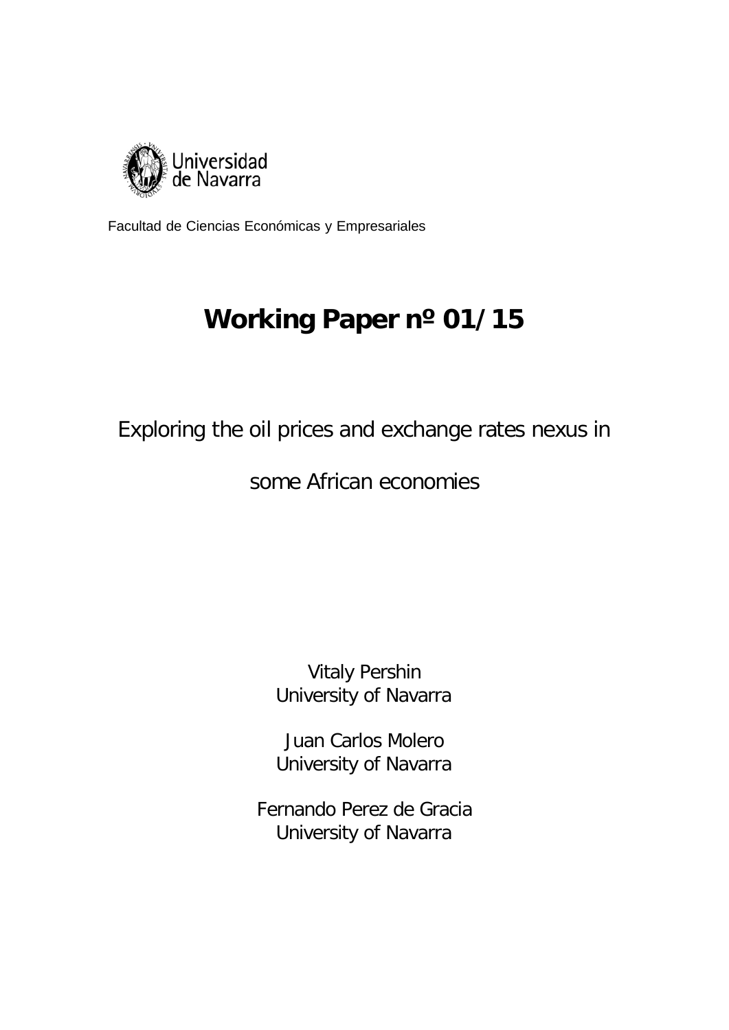Universidad de Navarra

Facultad de Ciencias Económicas y Empresariales

# Working Paper nº 01/15

## Exploring the oil prices and exchange rates nexus in some African economies

Vitaly Pershin
University of Navarra

Juan Carlos Molero
University of Navarra

Fernando Perez de Gracia
University of Navarra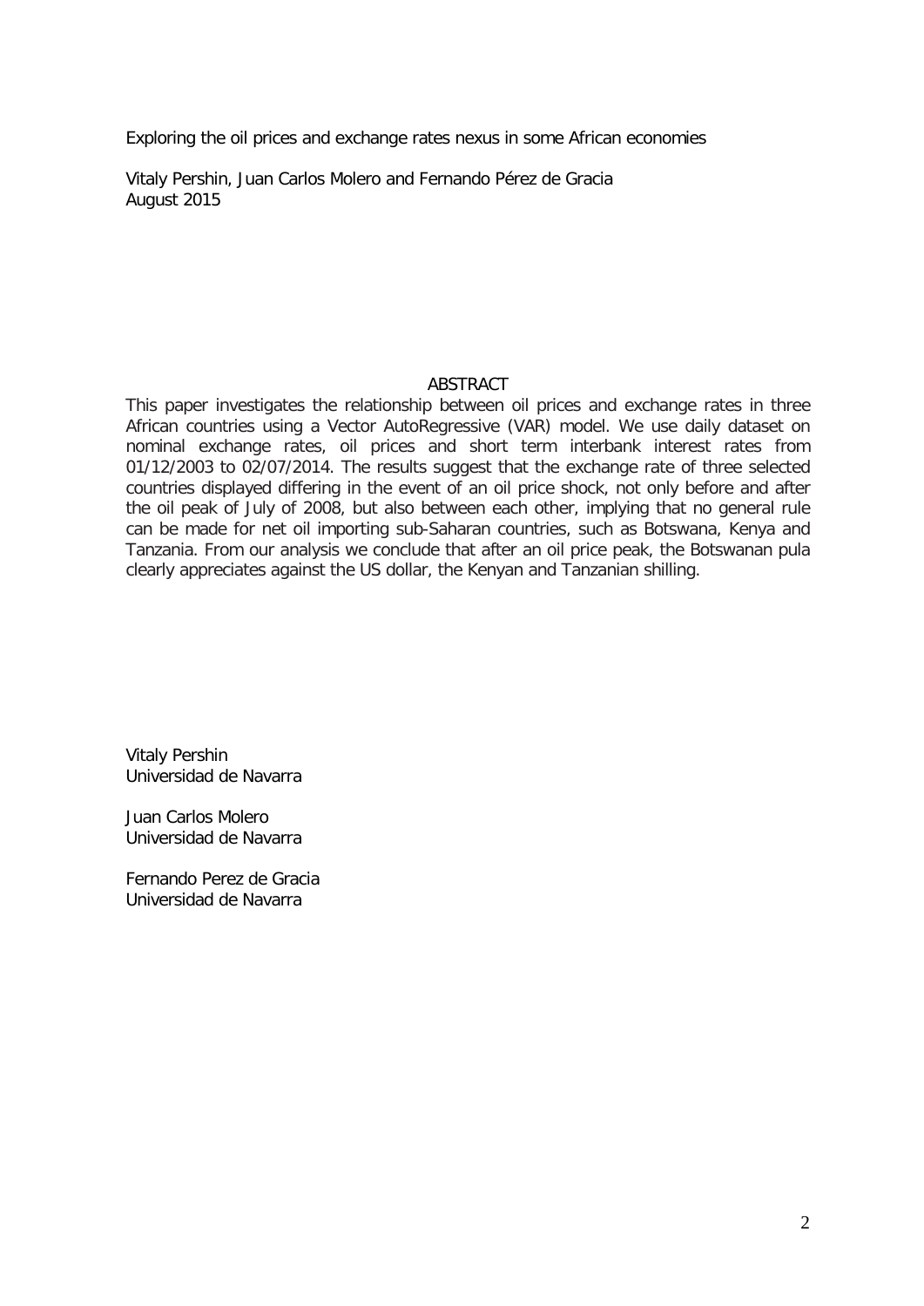Exploring the oil prices and exchange rates nexus in some African economies

Vitaly Pershin, Juan Carlos Molero and Fernando Pérez de Gracia
August 2015

## ABSTRACT

This paper investigates the relationship between oil prices and exchange rates in three African countries using a Vector AutoRegressive (VAR) model. We use daily dataset on nominal exchange rates, oil prices and short term interbank interest rates from 01/12/2003 to 02/07/2014. The results suggest that the exchange rate of three selected countries displayed differing in the event of an oil price shock, not only before and after the oil peak of July of 2008, but also between each other, implying that no general rule can be made for net oil importing sub-Saharan countries, such as Botswana, Kenya and Tanzania. From our analysis we conclude that after an oil price peak, the Botswanan pula clearly appreciates against the US dollar, the Kenyan and Tanzanian shilling.

Vitaly Pershin
Universidad de Navarra

Juan Carlos Molero
Universidad de Navarra

Fernando Perez de Gracia
Universidad de Navarra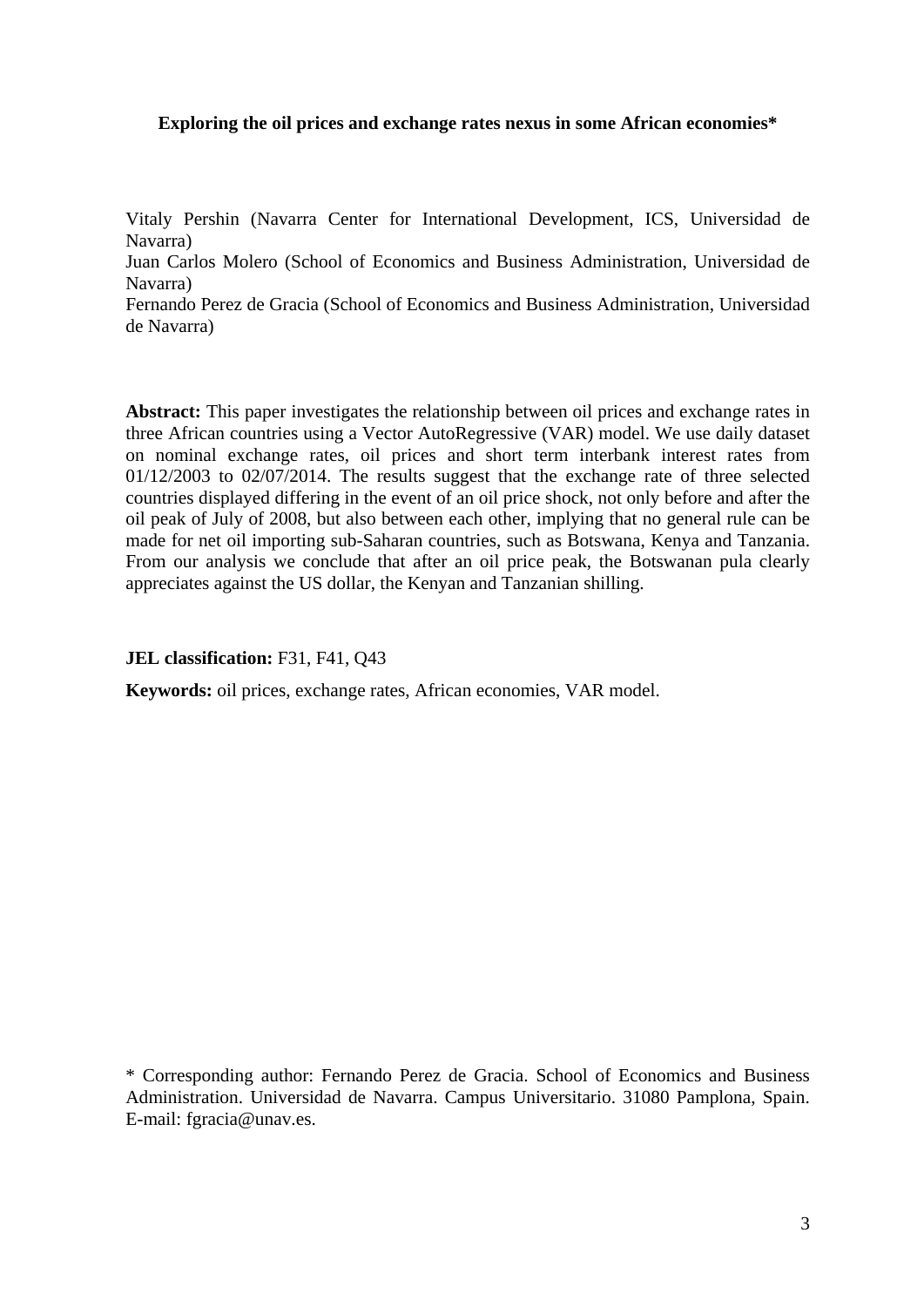**Exploring the oil prices and exchange rates nexus in some African economies***

Vitaly Pershin (Navarra Center for International Development, ICS, Universidad de Navarra)
Juan Carlos Molero (School of Economics and Business Administration, Universidad de Navarra)
Fernando Perez de Gracia (School of Economics and Business Administration, Universidad de Navarra)

**Abstract:** This paper investigates the relationship between oil prices and exchange rates in three African countries using a Vector AutoRegressive (VAR) model. We use daily dataset on nominal exchange rates, oil prices and short term interbank interest rates from 01/12/2003 to 02/07/2014. The results suggest that the exchange rate of three selected countries displayed differing in the event of an oil price shock, not only before and after the oil peak of July of 2008, but also between each other, implying that no general rule can be made for net oil importing sub-Saharan countries, such as Botswana, Kenya and Tanzania. From our analysis we conclude that after an oil price peak, the Botswanan pula clearly appreciates against the US dollar, the Kenyan and Tanzanian shilling.

**JEL classification:** F31, F41, Q43

**Keywords:** oil prices, exchange rates, African economies, VAR model.

* Corresponding author: Fernando Perez de Gracia. School of Economics and Business Administration. Universidad de Navarra. Campus Universitario. 31080 Pamplona, Spain. E-mail: fgracia@unav.es.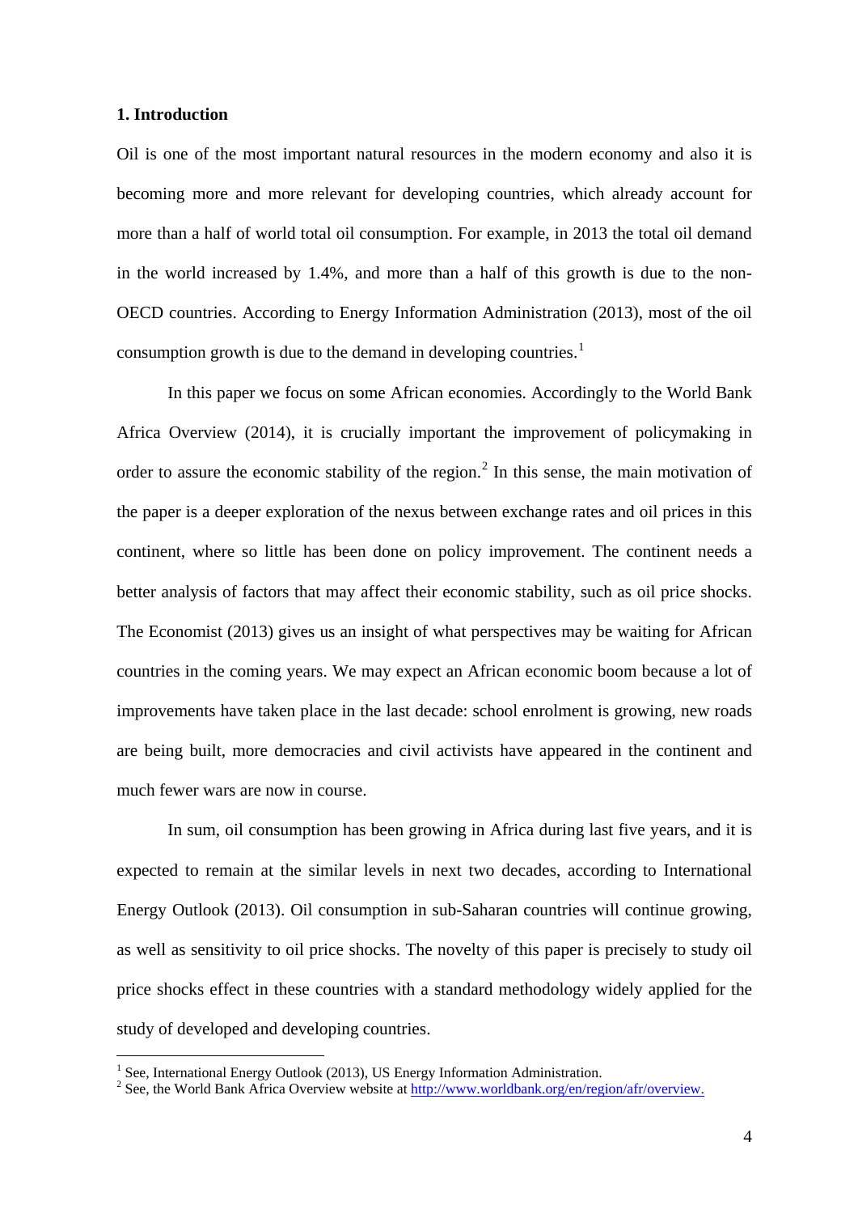## 1. Introduction

Oil is one of the most important natural resources in the modern economy and also it is becoming more and more relevant for developing countries, which already account for more than a half of world total oil consumption. For example, in 2013 the total oil demand in the world increased by 1.4%, and more than a half of this growth is due to the non-OECD countries. According to Energy Information Administration (2013), most of the oil consumption growth is due to the demand in developing countries.[1]

In this paper we focus on some African economies. Accordingly to the World Bank Africa Overview (2014), it is crucially important the improvement of policymaking in order to assure the economic stability of the region.[2] In this sense, the main motivation of the paper is a deeper exploration of the nexus between exchange rates and oil prices in this continent, where so little has been done on policy improvement. The continent needs a better analysis of factors that may affect their economic stability, such as oil price shocks. The Economist (2013) gives us an insight of what perspectives may be waiting for African countries in the coming years. We may expect an African economic boom because a lot of improvements have taken place in the last decade: school enrolment is growing, new roads are being built, more democracies and civil activists have appeared in the continent and much fewer wars are now in course.

In sum, oil consumption has been growing in Africa during last five years, and it is expected to remain at the similar levels in next two decades, according to International Energy Outlook (2013). Oil consumption in sub-Saharan countries will continue growing, as well as sensitivity to oil price shocks. The novelty of this paper is precisely to study oil price shocks effect in these countries with a standard methodology widely applied for the study of developed and developing countries.

---

[1] See, International Energy Outlook (2013), US Energy Information Administration.

[2] See, the World Bank Africa Overview website at http://www.worldbank.org/en/region/afr/overview.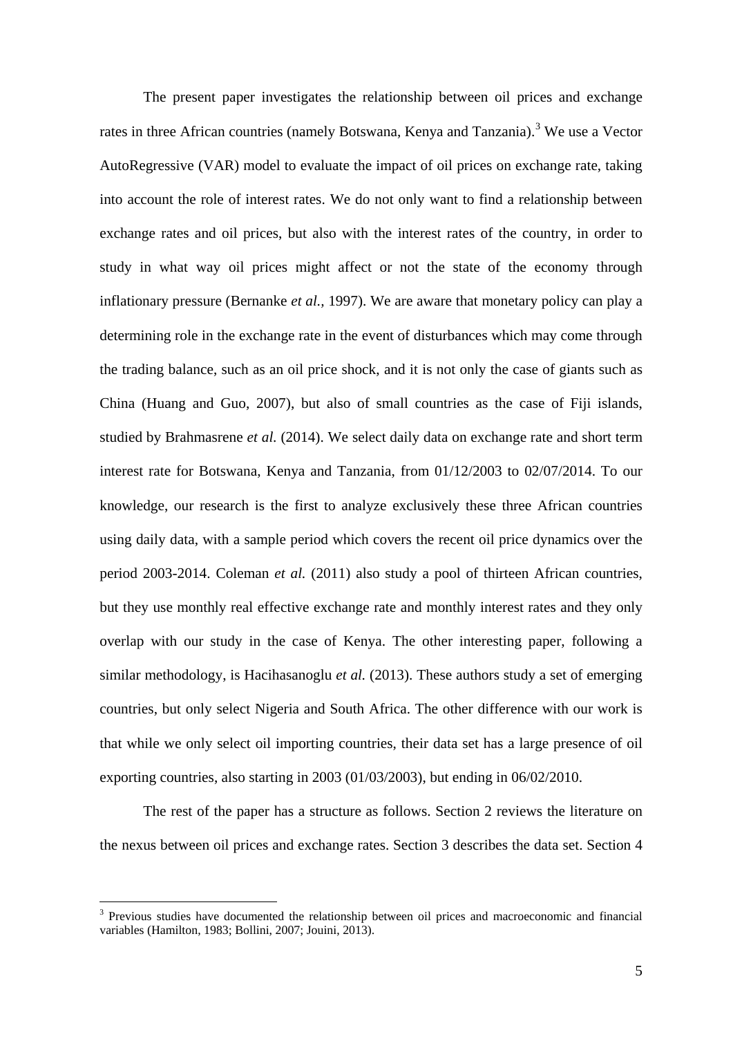The present paper investigates the relationship between oil prices and exchange rates in three African countries (namely Botswana, Kenya and Tanzania).[3] We use a Vector AutoRegressive (VAR) model to evaluate the impact of oil prices on exchange rate, taking into account the role of interest rates. We do not only want to find a relationship between exchange rates and oil prices, but also with the interest rates of the country, in order to study in what way oil prices might affect or not the state of the economy through inflationary pressure (Bernanke *et al.*, 1997). We are aware that monetary policy can play a determining role in the exchange rate in the event of disturbances which may come through the trading balance, such as an oil price shock, and it is not only the case of giants such as China (Huang and Guo, 2007), but also of small countries as the case of Fiji islands, studied by Brahmasrene *et al.* (2014). We select daily data on exchange rate and short term interest rate for Botswana, Kenya and Tanzania, from 01/12/2003 to 02/07/2014. To our knowledge, our research is the first to analyze exclusively these three African countries using daily data, with a sample period which covers the recent oil price dynamics over the period 2003-2014. Coleman *et al.* (2011) also study a pool of thirteen African countries, but they use monthly real effective exchange rate and monthly interest rates and they only overlap with our study in the case of Kenya. The other interesting paper, following a similar methodology, is Hacihasanoglu *et al.* (2013). These authors study a set of emerging countries, but only select Nigeria and South Africa. The other difference with our work is that while we only select oil importing countries, their data set has a large presence of oil exporting countries, also starting in 2003 (01/03/2003), but ending in 06/02/2010.

The rest of the paper has a structure as follows. Section 2 reviews the literature on the nexus between oil prices and exchange rates. Section 3 describes the data set. Section 4

[3] Previous studies have documented the relationship between oil prices and macroeconomic and financial variables (Hamilton, 1983; Bollini, 2007; Jouini, 2013).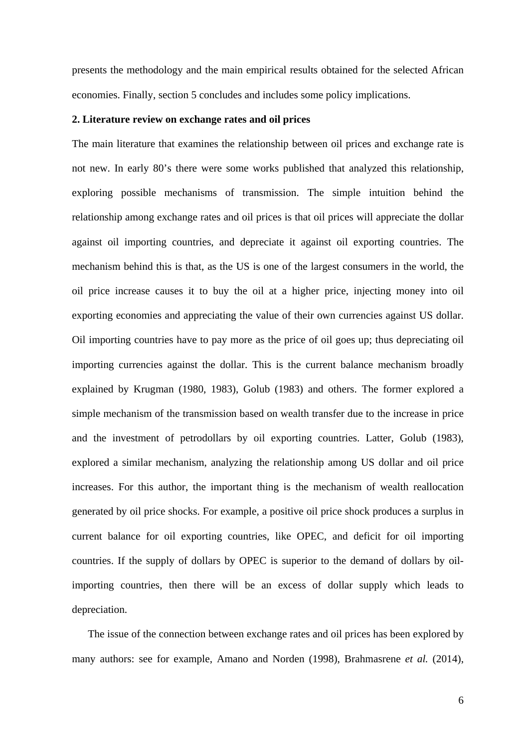presents the methodology and the main empirical results obtained for the selected African economies. Finally, section 5 concludes and includes some policy implications.

## 2. Literature review on exchange rates and oil prices

The main literature that examines the relationship between oil prices and exchange rate is not new. In early 80's there were some works published that analyzed this relationship, exploring possible mechanisms of transmission. The simple intuition behind the relationship among exchange rates and oil prices is that oil prices will appreciate the dollar against oil importing countries, and depreciate it against oil exporting countries. The mechanism behind this is that, as the US is one of the largest consumers in the world, the oil price increase causes it to buy the oil at a higher price, injecting money into oil exporting economies and appreciating the value of their own currencies against US dollar. Oil importing countries have to pay more as the price of oil goes up; thus depreciating oil importing currencies against the dollar. This is the current balance mechanism broadly explained by Krugman (1980, 1983), Golub (1983) and others. The former explored a simple mechanism of the transmission based on wealth transfer due to the increase in price and the investment of petrodollars by oil exporting countries. Latter, Golub (1983), explored a similar mechanism, analyzing the relationship among US dollar and oil price increases. For this author, the important thing is the mechanism of wealth reallocation generated by oil price shocks. For example, a positive oil price shock produces a surplus in current balance for oil exporting countries, like OPEC, and deficit for oil importing countries. If the supply of dollars by OPEC is superior to the demand of dollars by oil-importing countries, then there will be an excess of dollar supply which leads to depreciation.

The issue of the connection between exchange rates and oil prices has been explored by many authors: see for example, Amano and Norden (1998), Brahmasrene *et al.* (2014),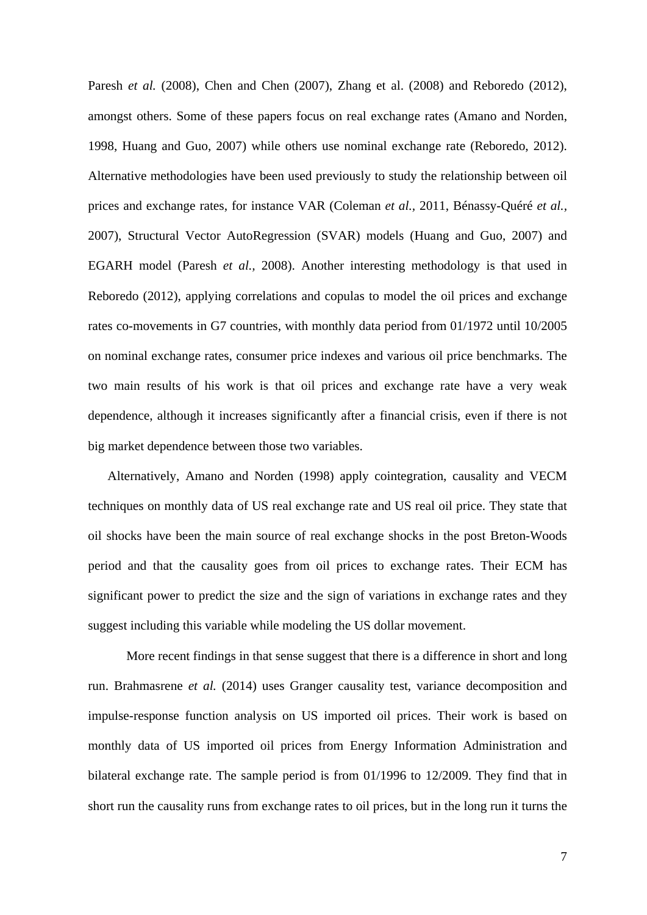Paresh *et al.* (2008), Chen and Chen (2007), Zhang et al. (2008) and Reboredo (2012), amongst others. Some of these papers focus on real exchange rates (Amano and Norden, 1998, Huang and Guo, 2007) while others use nominal exchange rate (Reboredo, 2012). Alternative methodologies have been used previously to study the relationship between oil prices and exchange rates, for instance VAR (Coleman *et al.*, 2011, Bénassy-Quéré *et al.*, 2007), Structural Vector AutoRegression (SVAR) models (Huang and Guo, 2007) and EGARH model (Paresh *et al.*, 2008). Another interesting methodology is that used in Reboredo (2012), applying correlations and copulas to model the oil prices and exchange rates co-movements in G7 countries, with monthly data period from 01/1972 until 10/2005 on nominal exchange rates, consumer price indexes and various oil price benchmarks. The two main results of his work is that oil prices and exchange rate have a very weak dependence, although it increases significantly after a financial crisis, even if there is not big market dependence between those two variables.

Alternatively, Amano and Norden (1998) apply cointegration, causality and VECM techniques on monthly data of US real exchange rate and US real oil price. They state that oil shocks have been the main source of real exchange shocks in the post Breton-Woods period and that the causality goes from oil prices to exchange rates. Their ECM has significant power to predict the size and the sign of variations in exchange rates and they suggest including this variable while modeling the US dollar movement.

More recent findings in that sense suggest that there is a difference in short and long run. Brahmasrene *et al.* (2014) uses Granger causality test, variance decomposition and impulse-response function analysis on US imported oil prices. Their work is based on monthly data of US imported oil prices from Energy Information Administration and bilateral exchange rate. The sample period is from 01/1996 to 12/2009. They find that in short run the causality runs from exchange rates to oil prices, but in the long run it turns the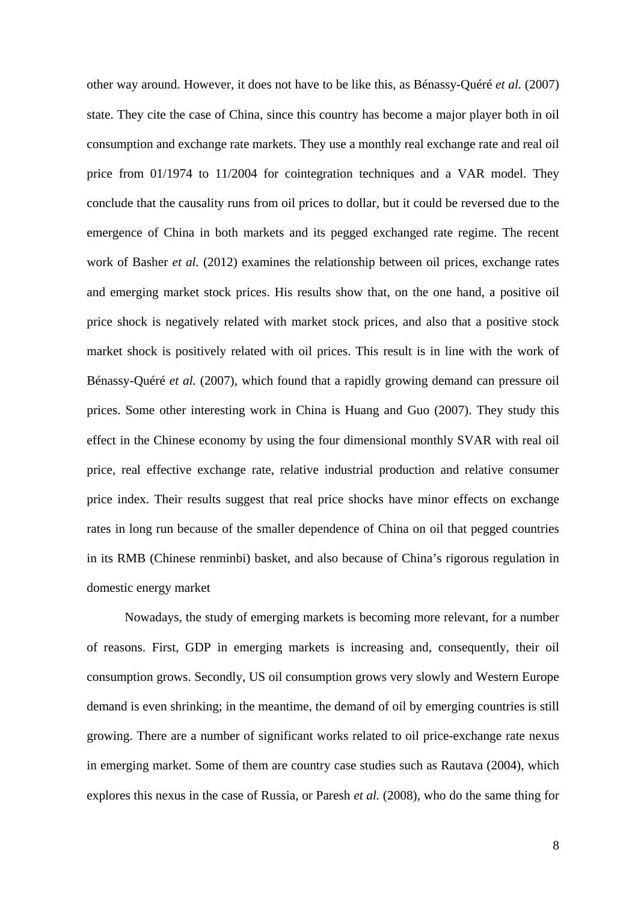other way around. However, it does not have to be like this, as Bénassy-Quéré *et al.* (2007) state. They cite the case of China, since this country has become a major player both in oil consumption and exchange rate markets. They use a monthly real exchange rate and real oil price from 01/1974 to 11/2004 for cointegration techniques and a VAR model. They conclude that the causality runs from oil prices to dollar, but it could be reversed due to the emergence of China in both markets and its pegged exchanged rate regime. The recent work of Basher *et al.* (2012) examines the relationship between oil prices, exchange rates and emerging market stock prices. His results show that, on the one hand, a positive oil price shock is negatively related with market stock prices, and also that a positive stock market shock is positively related with oil prices. This result is in line with the work of Bénassy-Quéré *et al.* (2007), which found that a rapidly growing demand can pressure oil prices. Some other interesting work in China is Huang and Guo (2007). They study this effect in the Chinese economy by using the four dimensional monthly SVAR with real oil price, real effective exchange rate, relative industrial production and relative consumer price index. Their results suggest that real price shocks have minor effects on exchange rates in long run because of the smaller dependence of China on oil that pegged countries in its RMB (Chinese renminbi) basket, and also because of China's rigorous regulation in domestic energy market

Nowadays, the study of emerging markets is becoming more relevant, for a number of reasons. First, GDP in emerging markets is increasing and, consequently, their oil consumption grows. Secondly, US oil consumption grows very slowly and Western Europe demand is even shrinking; in the meantime, the demand of oil by emerging countries is still growing. There are a number of significant works related to oil price-exchange rate nexus in emerging market. Some of them are country case studies such as Rautava (2004), which explores this nexus in the case of Russia, or Paresh *et al.* (2008), who do the same thing for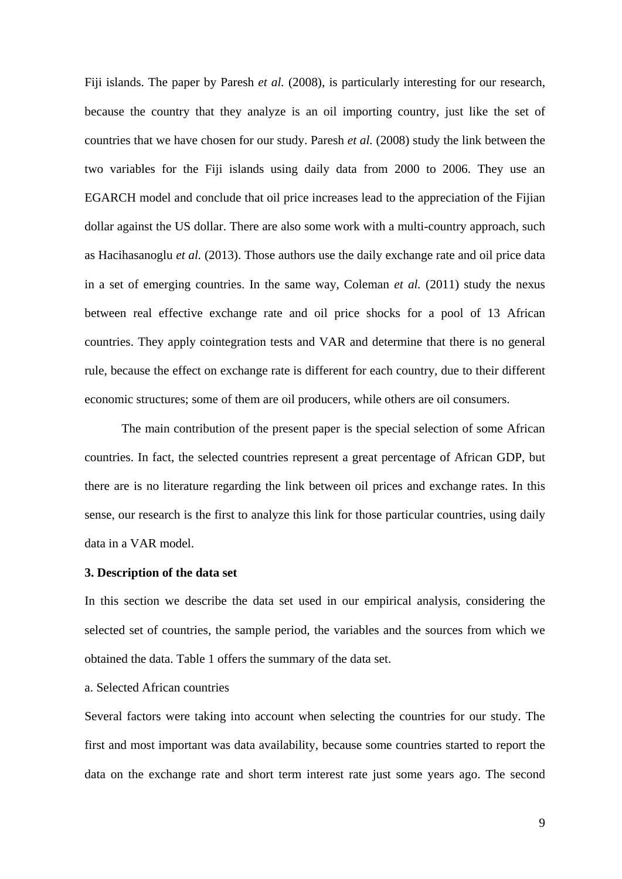Fiji islands. The paper by Paresh *et al.* (2008), is particularly interesting for our research, because the country that they analyze is an oil importing country, just like the set of countries that we have chosen for our study. Paresh *et al.* (2008) study the link between the two variables for the Fiji islands using daily data from 2000 to 2006. They use an EGARCH model and conclude that oil price increases lead to the appreciation of the Fijian dollar against the US dollar. There are also some work with a multi-country approach, such as Hacihasanoglu *et al.* (2013). Those authors use the daily exchange rate and oil price data in a set of emerging countries. In the same way, Coleman *et al.* (2011) study the nexus between real effective exchange rate and oil price shocks for a pool of 13 African countries. They apply cointegration tests and VAR and determine that there is no general rule, because the effect on exchange rate is different for each country, due to their different economic structures; some of them are oil producers, while others are oil consumers.

The main contribution of the present paper is the special selection of some African countries. In fact, the selected countries represent a great percentage of African GDP, but there are is no literature regarding the link between oil prices and exchange rates. In this sense, our research is the first to analyze this link for those particular countries, using daily data in a VAR model.

**3. Description of the data set**

In this section we describe the data set used in our empirical analysis, considering the selected set of countries, the sample period, the variables and the sources from which we obtained the data. Table 1 offers the summary of the data set.

a. Selected African countries

Several factors were taking into account when selecting the countries for our study. The first and most important was data availability, because some countries started to report the data on the exchange rate and short term interest rate just some years ago. The second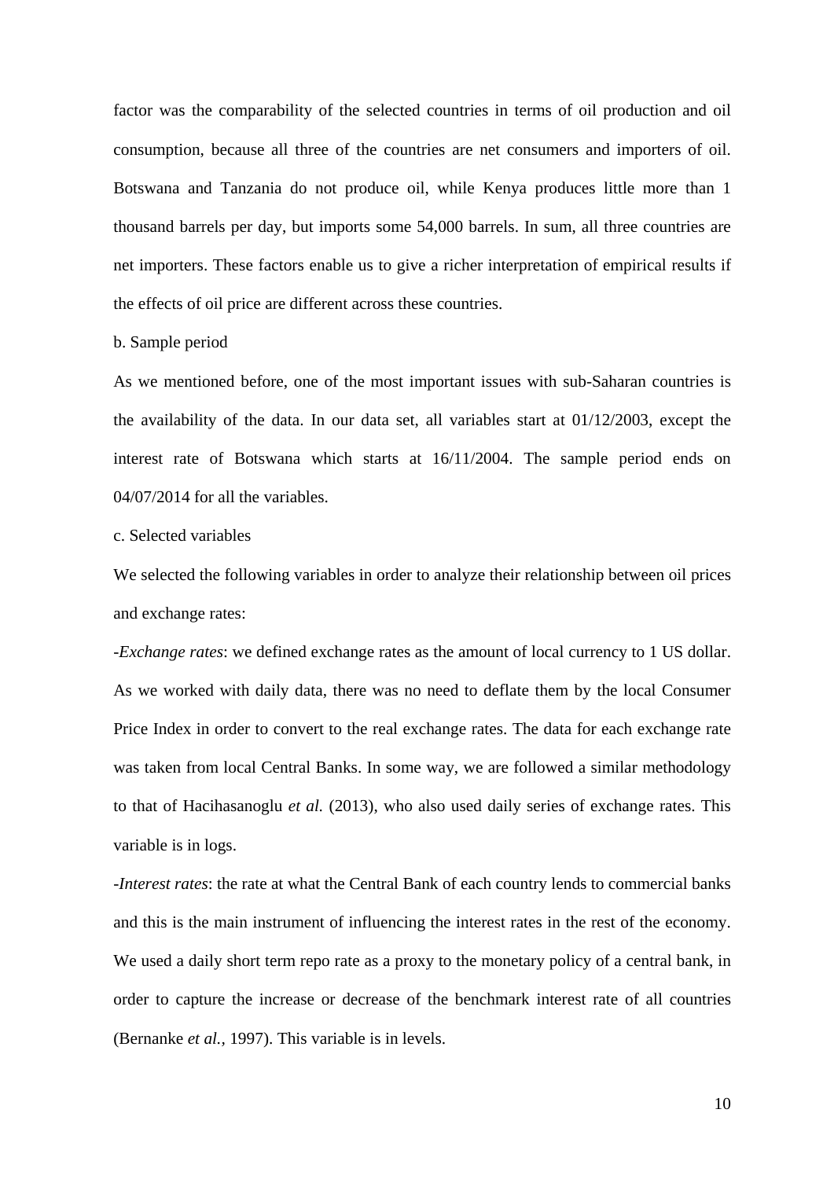factor was the comparability of the selected countries in terms of oil production and oil consumption, because all three of the countries are net consumers and importers of oil. Botswana and Tanzania do not produce oil, while Kenya produces little more than 1 thousand barrels per day, but imports some 54,000 barrels. In sum, all three countries are net importers. These factors enable us to give a richer interpretation of empirical results if the effects of oil price are different across these countries.

b. Sample period

As we mentioned before, one of the most important issues with sub-Saharan countries is the availability of the data. In our data set, all variables start at 01/12/2003, except the interest rate of Botswana which starts at 16/11/2004. The sample period ends on 04/07/2014 for all the variables.

c. Selected variables

We selected the following variables in order to analyze their relationship between oil prices and exchange rates:

-*Exchange rates*: we defined exchange rates as the amount of local currency to 1 US dollar. As we worked with daily data, there was no need to deflate them by the local Consumer Price Index in order to convert to the real exchange rates. The data for each exchange rate was taken from local Central Banks. In some way, we are followed a similar methodology to that of Hacihasanoglu *et al.* (2013), who also used daily series of exchange rates. This variable is in logs.

-*Interest rates*: the rate at what the Central Bank of each country lends to commercial banks and this is the main instrument of influencing the interest rates in the rest of the economy. We used a daily short term repo rate as a proxy to the monetary policy of a central bank, in order to capture the increase or decrease of the benchmark interest rate of all countries (Bernanke *et al.*, 1997). This variable is in levels.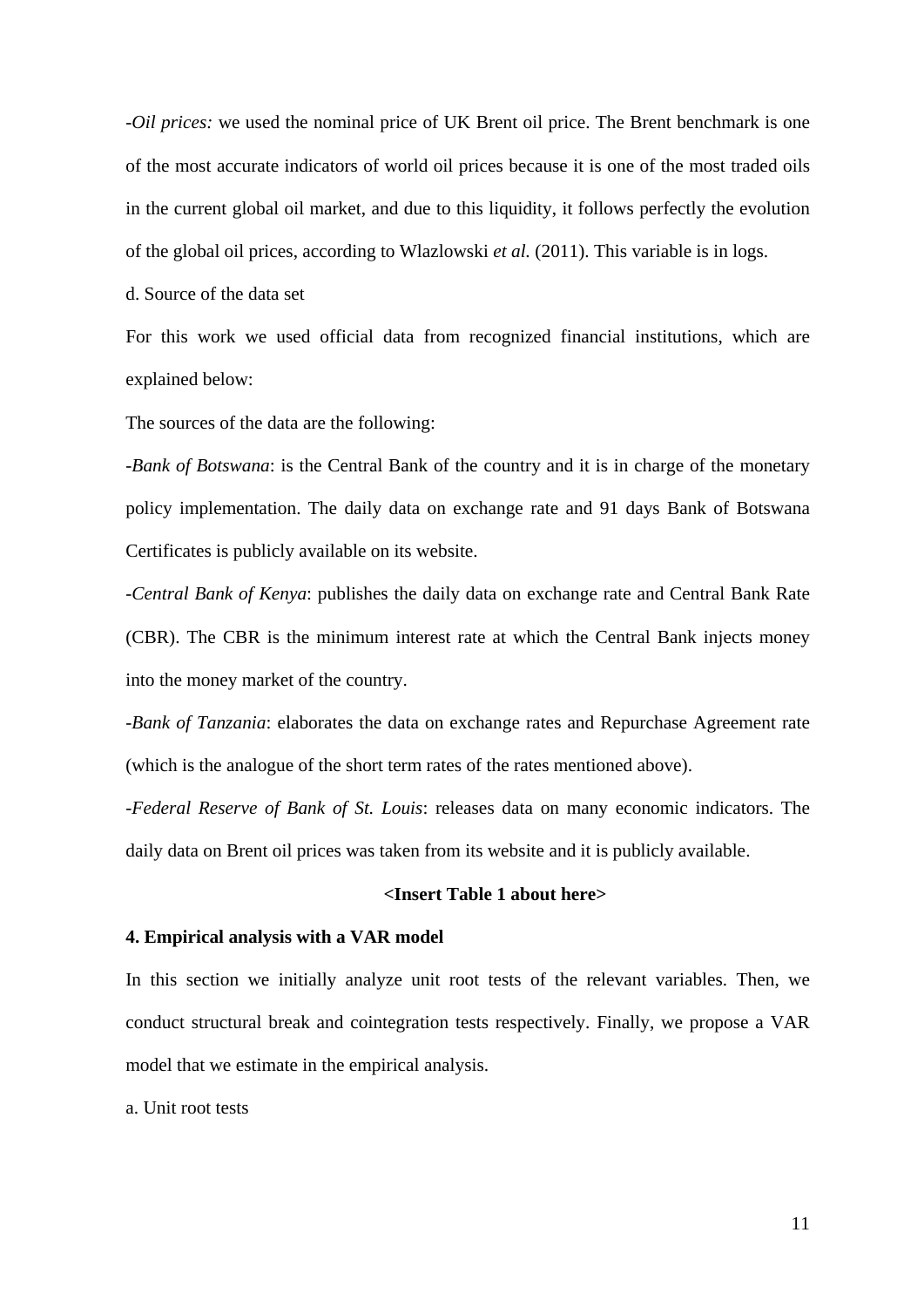-*Oil prices:* we used the nominal price of UK Brent oil price. The Brent benchmark is one of the most accurate indicators of world oil prices because it is one of the most traded oils in the current global oil market, and due to this liquidity, it follows perfectly the evolution of the global oil prices, according to Wlazlowski *et al.* (2011). This variable is in logs.

d. Source of the data set

For this work we used official data from recognized financial institutions, which are explained below:

The sources of the data are the following:

-*Bank of Botswana*: is the Central Bank of the country and it is in charge of the monetary policy implementation. The daily data on exchange rate and 91 days Bank of Botswana Certificates is publicly available on its website.

-*Central Bank of Kenya*: publishes the daily data on exchange rate and Central Bank Rate (CBR). The CBR is the minimum interest rate at which the Central Bank injects money into the money market of the country.

-*Bank of Tanzania*: elaborates the data on exchange rates and Repurchase Agreement rate (which is the analogue of the short term rates of the rates mentioned above).

-*Federal Reserve of Bank of St. Louis*: releases data on many economic indicators. The daily data on Brent oil prices was taken from its website and it is publicly available.

**<Insert Table 1 about here>**

## 4. Empirical analysis with a VAR model

In this section we initially analyze unit root tests of the relevant variables. Then, we conduct structural break and cointegration tests respectively. Finally, we propose a VAR model that we estimate in the empirical analysis.

a. Unit root tests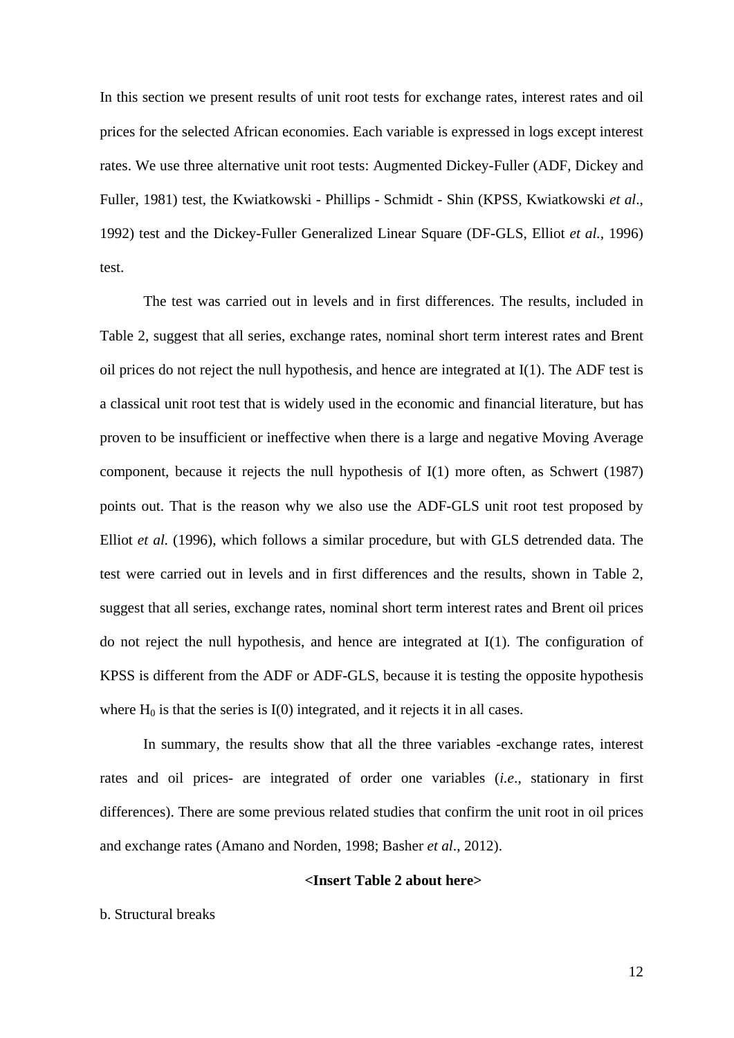In this section we present results of unit root tests for exchange rates, interest rates and oil prices for the selected African economies. Each variable is expressed in logs except interest rates. We use three alternative unit root tests: Augmented Dickey-Fuller (ADF, Dickey and Fuller, 1981) test, the Kwiatkowski - Phillips - Schmidt - Shin (KPSS, Kwiatkowski *et al*., 1992) test and the Dickey-Fuller Generalized Linear Square (DF-GLS, Elliot *et al.*, 1996) test.

The test was carried out in levels and in first differences. The results, included in Table 2, suggest that all series, exchange rates, nominal short term interest rates and Brent oil prices do not reject the null hypothesis, and hence are integrated at I(1). The ADF test is a classical unit root test that is widely used in the economic and financial literature, but has proven to be insufficient or ineffective when there is a large and negative Moving Average component, because it rejects the null hypothesis of I(1) more often, as Schwert (1987) points out. That is the reason why we also use the ADF-GLS unit root test proposed by Elliot *et al.* (1996), which follows a similar procedure, but with GLS detrended data. The test were carried out in levels and in first differences and the results, shown in Table 2, suggest that all series, exchange rates, nominal short term interest rates and Brent oil prices do not reject the null hypothesis, and hence are integrated at I(1). The configuration of KPSS is different from the ADF or ADF-GLS, because it is testing the opposite hypothesis where $H_0$ is that the series is I(0) integrated, and it rejects it in all cases.

In summary, the results show that all the three variables -exchange rates, interest rates and oil prices- are integrated of order one variables (*i.e*., stationary in first differences). There are some previous related studies that confirm the unit root in oil prices and exchange rates (Amano and Norden, 1998; Basher *et al*., 2012).

**<Insert Table 2 about here>**

b. Structural breaks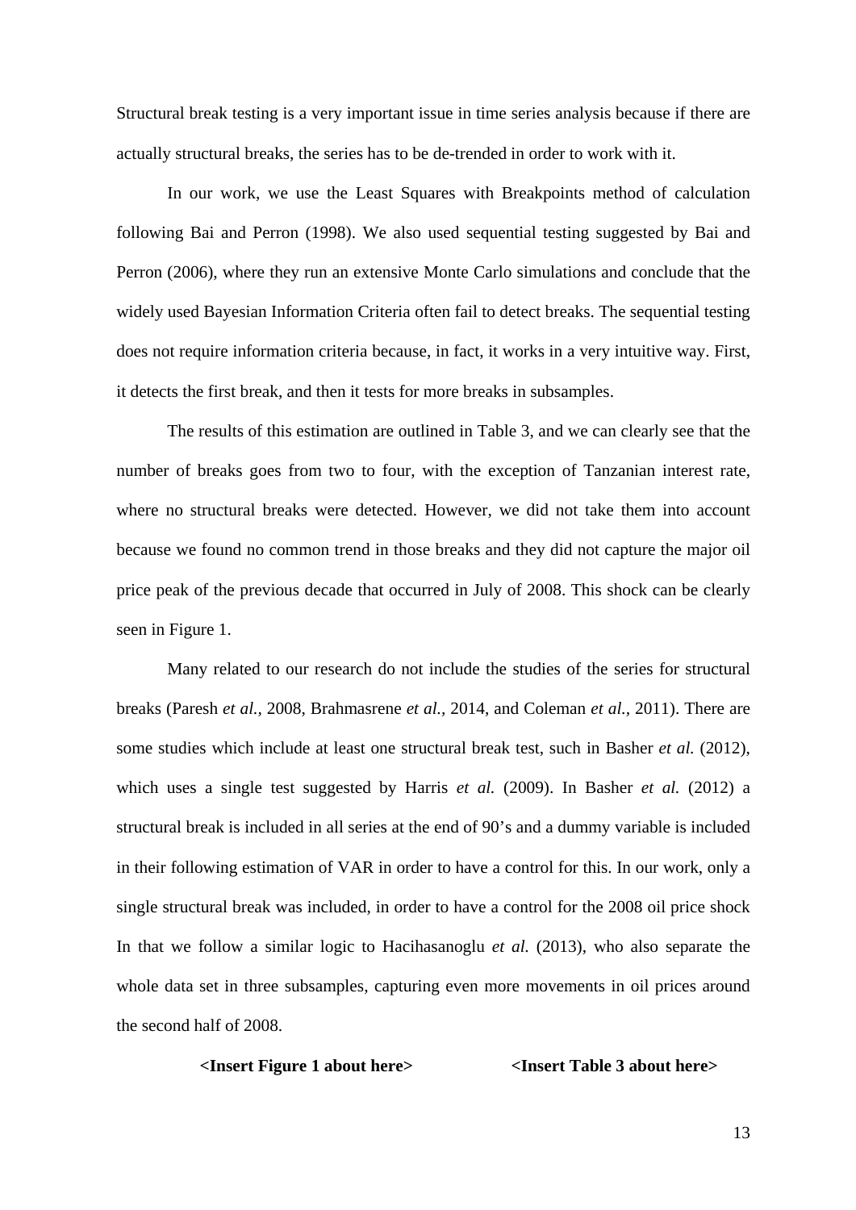Structural break testing is a very important issue in time series analysis because if there are actually structural breaks, the series has to be de-trended in order to work with it.

In our work, we use the Least Squares with Breakpoints method of calculation following Bai and Perron (1998). We also used sequential testing suggested by Bai and Perron (2006), where they run an extensive Monte Carlo simulations and conclude that the widely used Bayesian Information Criteria often fail to detect breaks. The sequential testing does not require information criteria because, in fact, it works in a very intuitive way. First, it detects the first break, and then it tests for more breaks in subsamples.

The results of this estimation are outlined in Table 3, and we can clearly see that the number of breaks goes from two to four, with the exception of Tanzanian interest rate, where no structural breaks were detected. However, we did not take them into account because we found no common trend in those breaks and they did not capture the major oil price peak of the previous decade that occurred in July of 2008. This shock can be clearly seen in Figure 1.

Many related to our research do not include the studies of the series for structural breaks (Paresh *et al.,* 2008, Brahmasrene *et al.,* 2014, and Coleman *et al.,* 2011). There are some studies which include at least one structural break test, such in Basher *et al.* (2012), which uses a single test suggested by Harris *et al.* (2009). In Basher *et al.* (2012) a structural break is included in all series at the end of 90's and a dummy variable is included in their following estimation of VAR in order to have a control for this. In our work, only a single structural break was included, in order to have a control for the 2008 oil price shock In that we follow a similar logic to Hacihasanoglu *et al.* (2013), who also separate the whole data set in three subsamples, capturing even more movements in oil prices around the second half of 2008.

**<Insert Figure 1 about here>** **<Insert Table 3 about here>**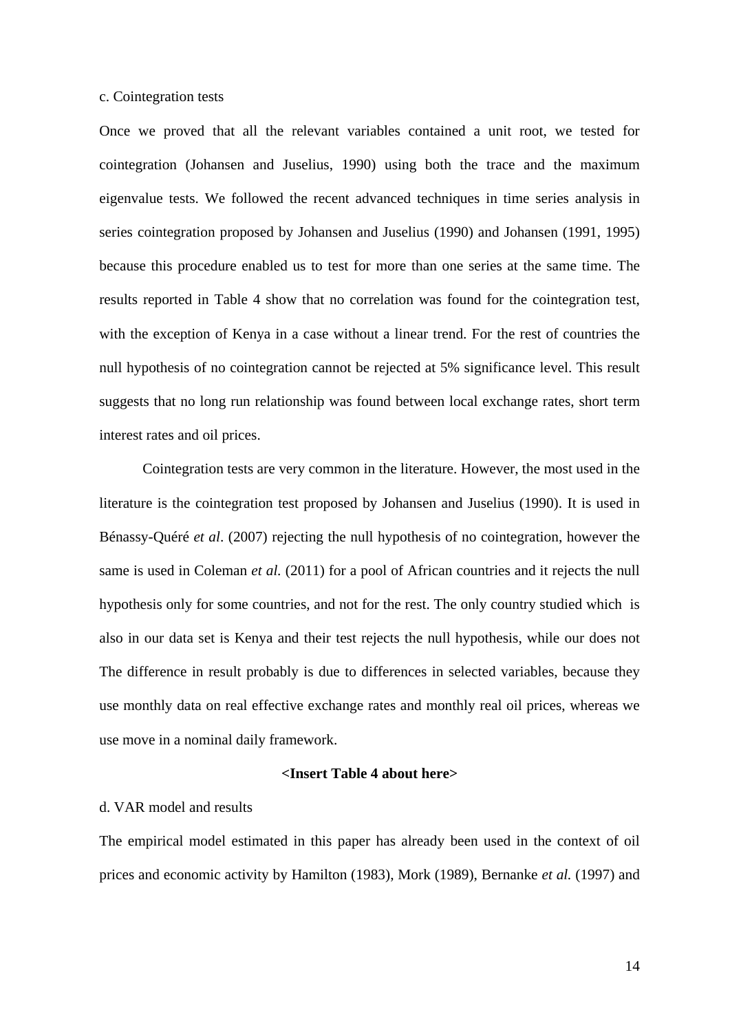c. Cointegration tests

Once we proved that all the relevant variables contained a unit root, we tested for cointegration (Johansen and Juselius, 1990) using both the trace and the maximum eigenvalue tests. We followed the recent advanced techniques in time series analysis in series cointegration proposed by Johansen and Juselius (1990) and Johansen (1991, 1995) because this procedure enabled us to test for more than one series at the same time. The results reported in Table 4 show that no correlation was found for the cointegration test, with the exception of Kenya in a case without a linear trend. For the rest of countries the null hypothesis of no cointegration cannot be rejected at 5% significance level. This result suggests that no long run relationship was found between local exchange rates, short term interest rates and oil prices.

Cointegration tests are very common in the literature. However, the most used in the literature is the cointegration test proposed by Johansen and Juselius (1990). It is used in Bénassy-Quéré *et al*. (2007) rejecting the null hypothesis of no cointegration, however the same is used in Coleman *et al.* (2011) for a pool of African countries and it rejects the null hypothesis only for some countries, and not for the rest. The only country studied which is also in our data set is Kenya and their test rejects the null hypothesis, while our does not The difference in result probably is due to differences in selected variables, because they use monthly data on real effective exchange rates and monthly real oil prices, whereas we use move in a nominal daily framework.

**<Insert Table 4 about here>**

d. VAR model and results

The empirical model estimated in this paper has already been used in the context of oil prices and economic activity by Hamilton (1983), Mork (1989), Bernanke *et al.* (1997) and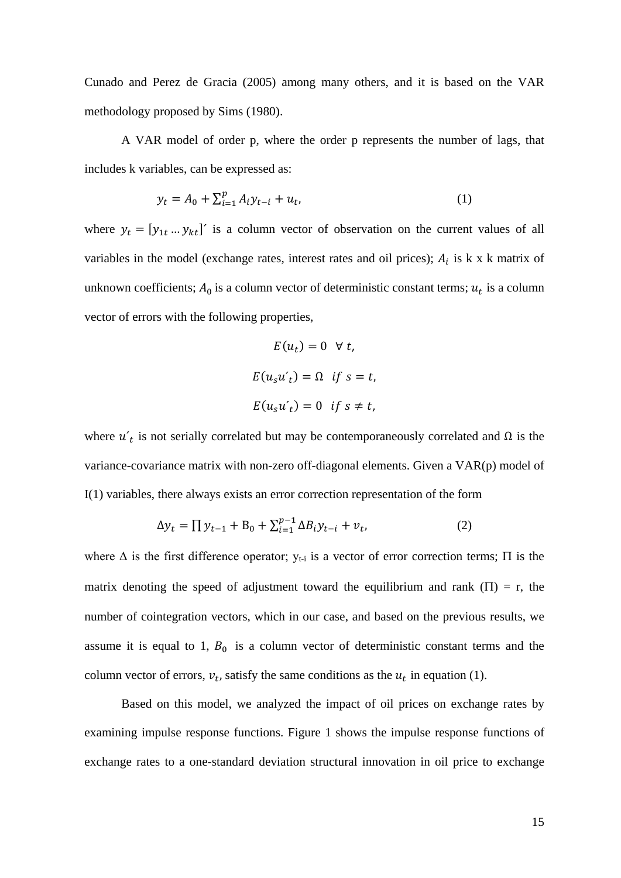Cunado and Perez de Gracia (2005) among many others, and it is based on the VAR methodology proposed by Sims (1980).

A VAR model of order p, where the order p represents the number of lags, that includes k variables, can be expressed as:

$$y_t = A_0 + \sum_{i=1}^{p} A_i y_{t-i} + u_t, \quad (1)$$

where $y_t = [y_{1t} \ldots y_{kt}]'$ is a column vector of observation on the current values of all variables in the model (exchange rates, interest rates and oil prices); $A_i$ is k x k matrix of unknown coefficients; $A_0$ is a column vector of deterministic constant terms; $u_t$ is a column vector of errors with the following properties,

$$E(u_t) = 0 \quad \forall\, t,$$

$$E(u_s u'_t) = \Omega \quad if \ s = t,$$

$$E(u_s u'_t) = 0 \quad if \ s \neq t,$$

where $u'_t$ is not serially correlated but may be contemporaneously correlated and Ω is the variance-covariance matrix with non-zero off-diagonal elements. Given a VAR(p) model of I(1) variables, there always exists an error correction representation of the form

$$\Delta y_t = \prod y_{t-1} + \mathrm{B}_0 + \sum_{i=1}^{p-1} \Delta B_i y_{t-i} + v_t, \quad (2)$$

where Δ is the first difference operator; $y_{t-i}$ is a vector of error correction terms; Π is the matrix denoting the speed of adjustment toward the equilibrium and rank (Π) = r, the number of cointegration vectors, which in our case, and based on the previous results, we assume it is equal to 1, $B_0$ is a column vector of deterministic constant terms and the column vector of errors, $v_t$, satisfy the same conditions as the $u_t$ in equation (1).

Based on this model, we analyzed the impact of oil prices on exchange rates by examining impulse response functions. Figure 1 shows the impulse response functions of exchange rates to a one-standard deviation structural innovation in oil price to exchange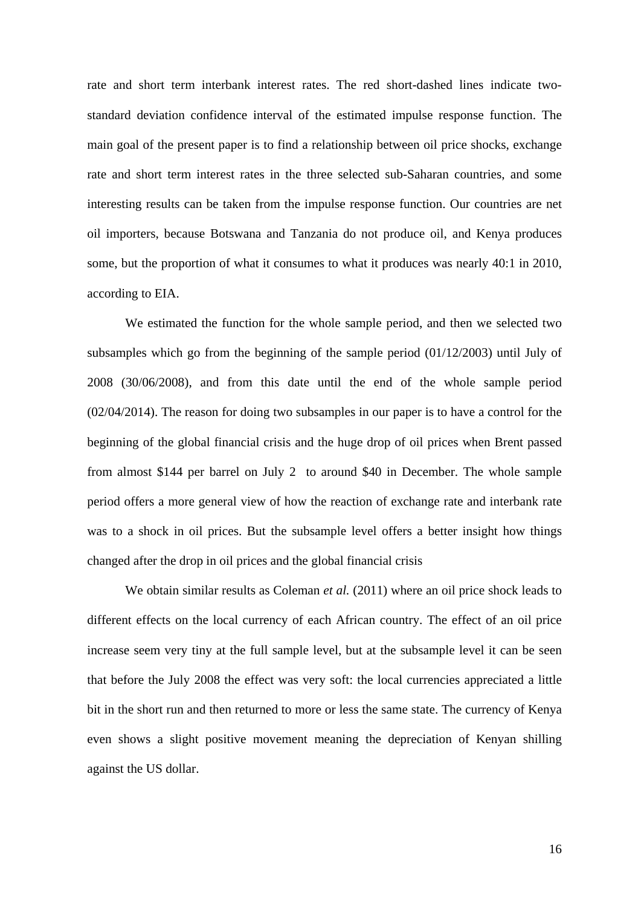rate and short term interbank interest rates. The red short-dashed lines indicate two-standard deviation confidence interval of the estimated impulse response function. The main goal of the present paper is to find a relationship between oil price shocks, exchange rate and short term interest rates in the three selected sub-Saharan countries, and some interesting results can be taken from the impulse response function. Our countries are net oil importers, because Botswana and Tanzania do not produce oil, and Kenya produces some, but the proportion of what it consumes to what it produces was nearly 40:1 in 2010, according to EIA.

We estimated the function for the whole sample period, and then we selected two subsamples which go from the beginning of the sample period (01/12/2003) until July of 2008 (30/06/2008), and from this date until the end of the whole sample period (02/04/2014). The reason for doing two subsamples in our paper is to have a control for the beginning of the global financial crisis and the huge drop of oil prices when Brent passed from almost \$144 per barrel on July 2 to around \$40 in December. The whole sample period offers a more general view of how the reaction of exchange rate and interbank rate was to a shock in oil prices. But the subsample level offers a better insight how things changed after the drop in oil prices and the global financial crisis

We obtain similar results as Coleman *et al.* (2011) where an oil price shock leads to different effects on the local currency of each African country. The effect of an oil price increase seem very tiny at the full sample level, but at the subsample level it can be seen that before the July 2008 the effect was very soft: the local currencies appreciated a little bit in the short run and then returned to more or less the same state. The currency of Kenya even shows a slight positive movement meaning the depreciation of Kenyan shilling against the US dollar.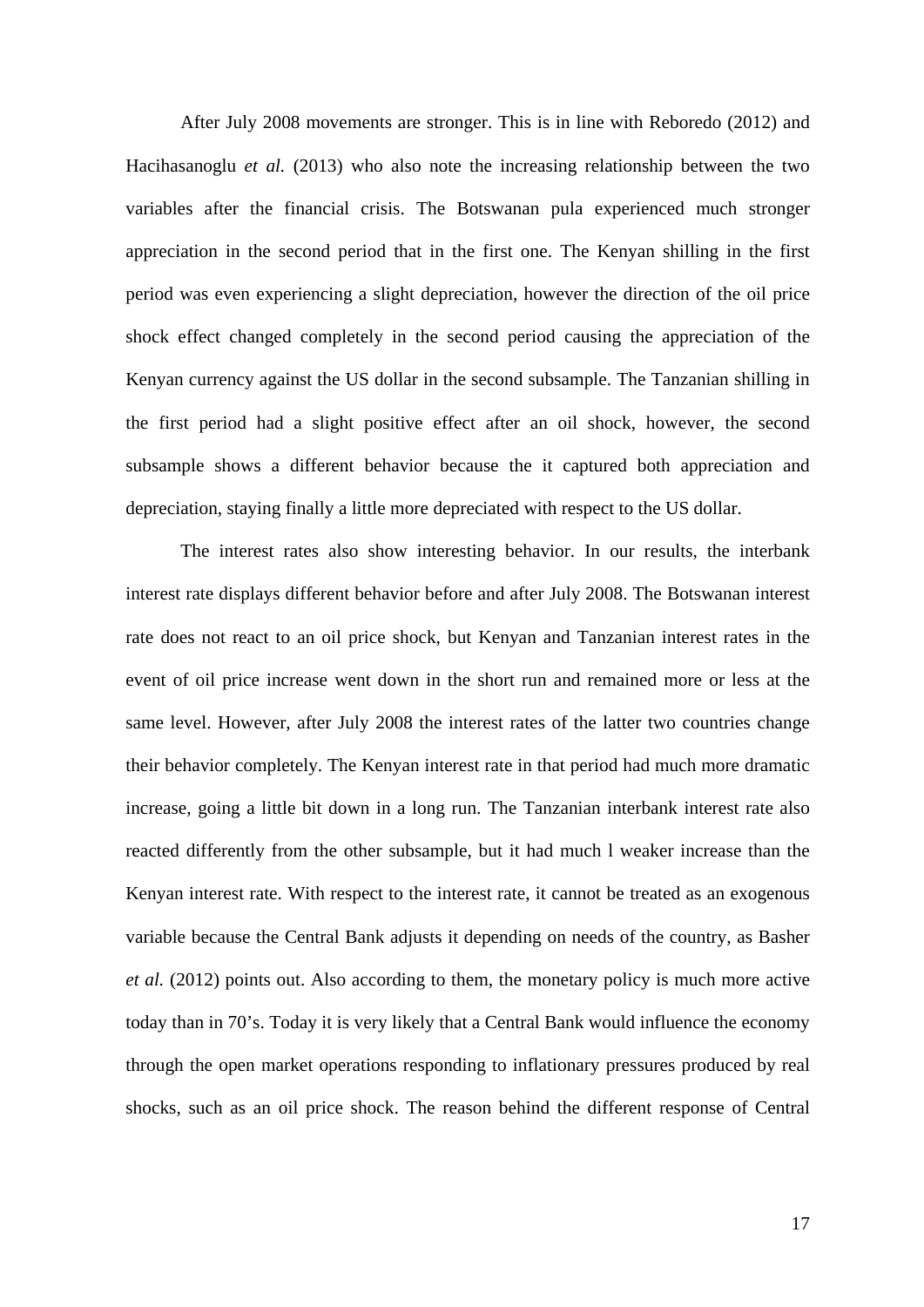After July 2008 movements are stronger. This is in line with Reboredo (2012) and Hacihasanoglu *et al.* (2013) who also note the increasing relationship between the two variables after the financial crisis. The Botswanan pula experienced much stronger appreciation in the second period that in the first one. The Kenyan shilling in the first period was even experiencing a slight depreciation, however the direction of the oil price shock effect changed completely in the second period causing the appreciation of the Kenyan currency against the US dollar in the second subsample. The Tanzanian shilling in the first period had a slight positive effect after an oil shock, however, the second subsample shows a different behavior because the it captured both appreciation and depreciation, staying finally a little more depreciated with respect to the US dollar.

The interest rates also show interesting behavior. In our results, the interbank interest rate displays different behavior before and after July 2008. The Botswanan interest rate does not react to an oil price shock, but Kenyan and Tanzanian interest rates in the event of oil price increase went down in the short run and remained more or less at the same level. However, after July 2008 the interest rates of the latter two countries change their behavior completely. The Kenyan interest rate in that period had much more dramatic increase, going a little bit down in a long run. The Tanzanian interbank interest rate also reacted differently from the other subsample, but it had much l weaker increase than the Kenyan interest rate. With respect to the interest rate, it cannot be treated as an exogenous variable because the Central Bank adjusts it depending on needs of the country, as Basher *et al.* (2012) points out. Also according to them, the monetary policy is much more active today than in 70's. Today it is very likely that a Central Bank would influence the economy through the open market operations responding to inflationary pressures produced by real shocks, such as an oil price shock. The reason behind the different response of Central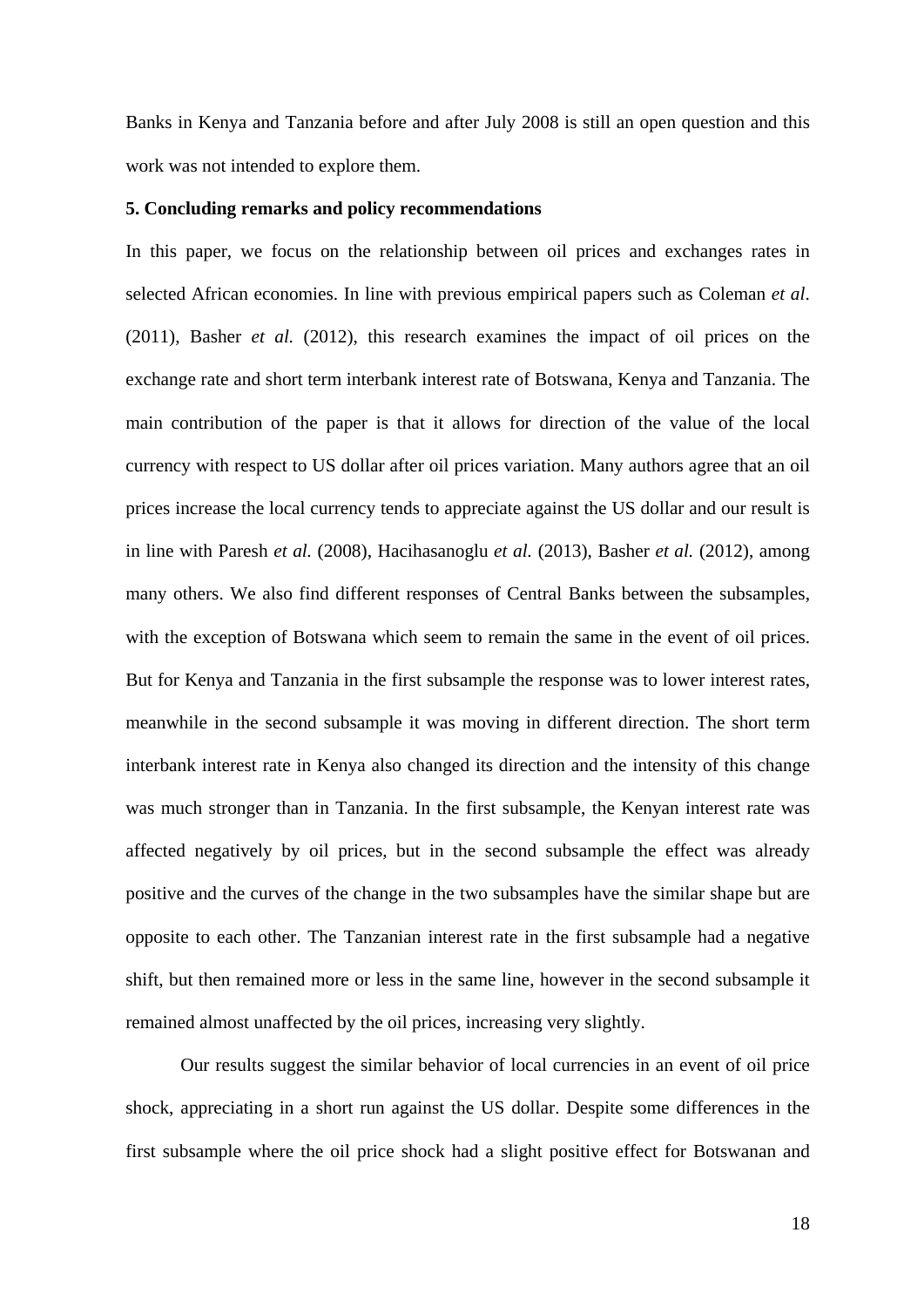Banks in Kenya and Tanzania before and after July 2008 is still an open question and this work was not intended to explore them.

**5. Concluding remarks and policy recommendations**

In this paper, we focus on the relationship between oil prices and exchanges rates in selected African economies. In line with previous empirical papers such as Coleman *et al*. (2011), Basher *et al.* (2012), this research examines the impact of oil prices on the exchange rate and short term interbank interest rate of Botswana, Kenya and Tanzania. The main contribution of the paper is that it allows for direction of the value of the local currency with respect to US dollar after oil prices variation. Many authors agree that an oil prices increase the local currency tends to appreciate against the US dollar and our result is in line with Paresh *et al.* (2008), Hacihasanoglu *et al.* (2013), Basher *et al.* (2012), among many others. We also find different responses of Central Banks between the subsamples, with the exception of Botswana which seem to remain the same in the event of oil prices. But for Kenya and Tanzania in the first subsample the response was to lower interest rates, meanwhile in the second subsample it was moving in different direction. The short term interbank interest rate in Kenya also changed its direction and the intensity of this change was much stronger than in Tanzania. In the first subsample, the Kenyan interest rate was affected negatively by oil prices, but in the second subsample the effect was already positive and the curves of the change in the two subsamples have the similar shape but are opposite to each other. The Tanzanian interest rate in the first subsample had a negative shift, but then remained more or less in the same line, however in the second subsample it remained almost unaffected by the oil prices, increasing very slightly.

Our results suggest the similar behavior of local currencies in an event of oil price shock, appreciating in a short run against the US dollar. Despite some differences in the first subsample where the oil price shock had a slight positive effect for Botswanan and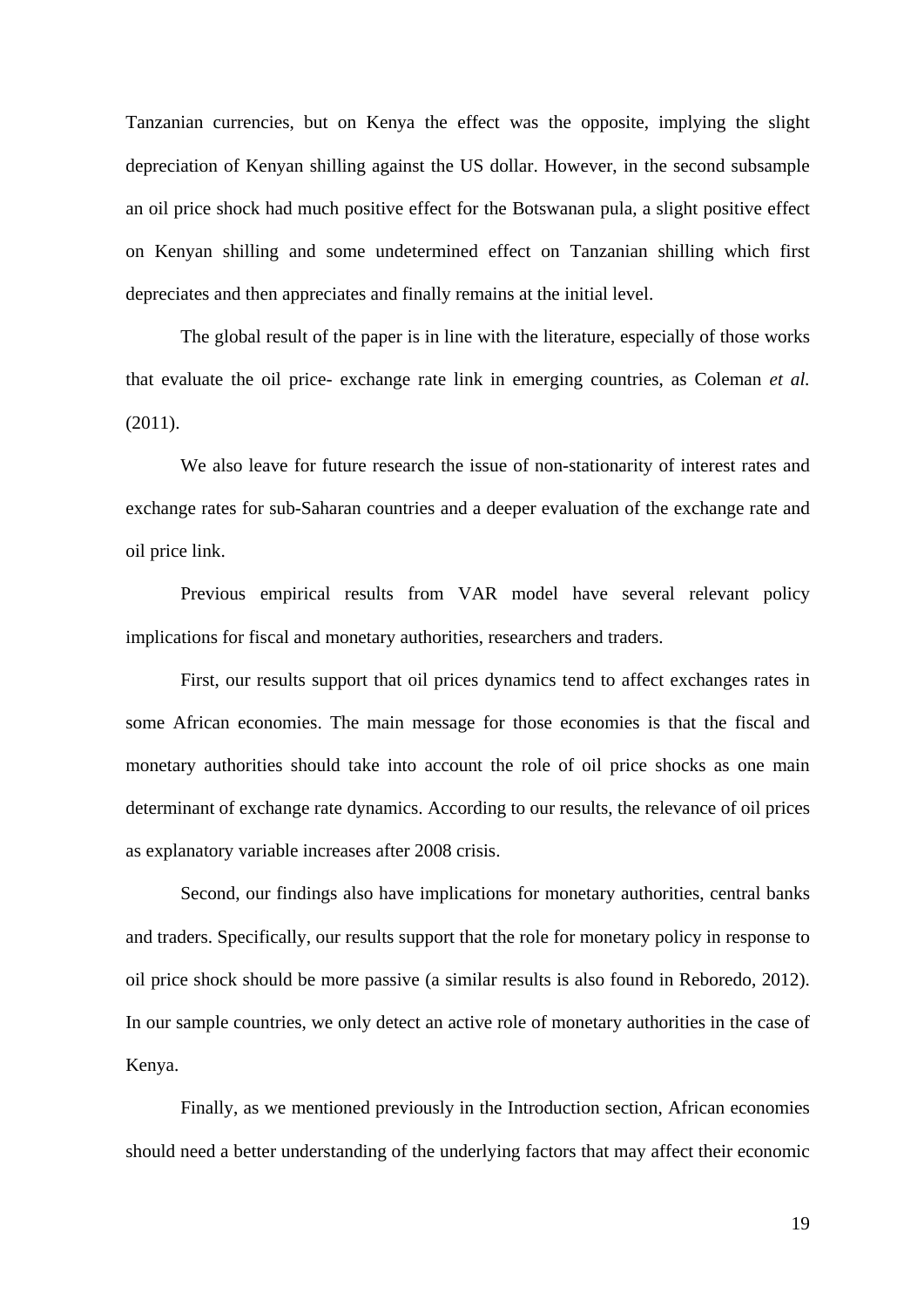Tanzanian currencies, but on Kenya the effect was the opposite, implying the slight depreciation of Kenyan shilling against the US dollar. However, in the second subsample an oil price shock had much positive effect for the Botswanan pula, a slight positive effect on Kenyan shilling and some undetermined effect on Tanzanian shilling which first depreciates and then appreciates and finally remains at the initial level.

The global result of the paper is in line with the literature, especially of those works that evaluate the oil price- exchange rate link in emerging countries, as Coleman *et al.* (2011).

We also leave for future research the issue of non-stationarity of interest rates and exchange rates for sub-Saharan countries and a deeper evaluation of the exchange rate and oil price link.

Previous empirical results from VAR model have several relevant policy implications for fiscal and monetary authorities, researchers and traders.

First, our results support that oil prices dynamics tend to affect exchanges rates in some African economies. The main message for those economies is that the fiscal and monetary authorities should take into account the role of oil price shocks as one main determinant of exchange rate dynamics. According to our results, the relevance of oil prices as explanatory variable increases after 2008 crisis.

Second, our findings also have implications for monetary authorities, central banks and traders. Specifically, our results support that the role for monetary policy in response to oil price shock should be more passive (a similar results is also found in Reboredo, 2012). In our sample countries, we only detect an active role of monetary authorities in the case of Kenya.

Finally, as we mentioned previously in the Introduction section, African economies should need a better understanding of the underlying factors that may affect their economic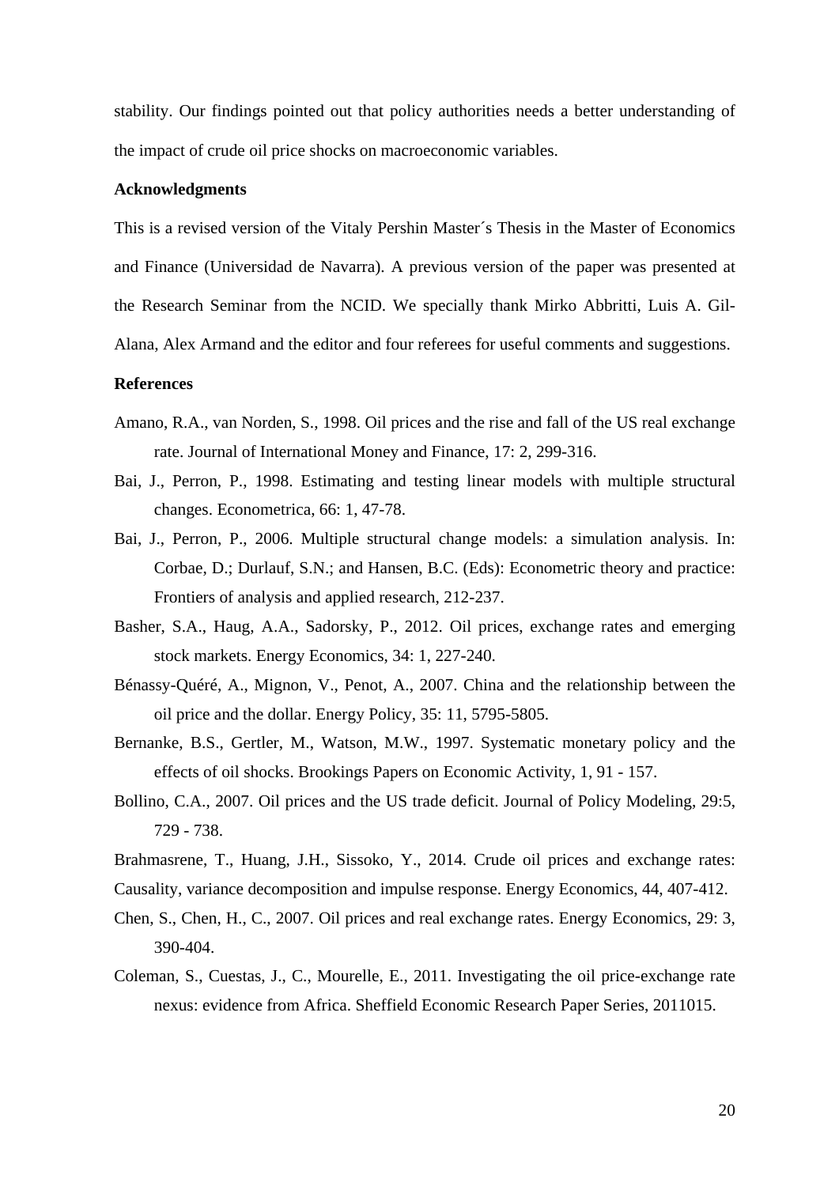stability. Our findings pointed out that policy authorities needs a better understanding of the impact of crude oil price shocks on macroeconomic variables.

### Acknowledgments

This is a revised version of the Vitaly Pershin Master´s Thesis in the Master of Economics and Finance (Universidad de Navarra). A previous version of the paper was presented at the Research Seminar from the NCID. We specially thank Mirko Abbritti, Luis A. Gil-Alana, Alex Armand and the editor and four referees for useful comments and suggestions.

### References

Amano, R.A., van Norden, S., 1998. Oil prices and the rise and fall of the US real exchange rate. Journal of International Money and Finance, 17: 2, 299-316.

Bai, J., Perron, P., 1998. Estimating and testing linear models with multiple structural changes. Econometrica, 66: 1, 47-78.

Bai, J., Perron, P., 2006. Multiple structural change models: a simulation analysis. In: Corbae, D.; Durlauf, S.N.; and Hansen, B.C. (Eds): Econometric theory and practice: Frontiers of analysis and applied research, 212-237.

Basher, S.A., Haug, A.A., Sadorsky, P., 2012. Oil prices, exchange rates and emerging stock markets. Energy Economics, 34: 1, 227-240.

Bénassy-Quéré, A., Mignon, V., Penot, A., 2007. China and the relationship between the oil price and the dollar. Energy Policy, 35: 11, 5795-5805.

Bernanke, B.S., Gertler, M., Watson, M.W., 1997. Systematic monetary policy and the effects of oil shocks. Brookings Papers on Economic Activity, 1, 91 - 157.

Bollino, C.A., 2007. Oil prices and the US trade deficit. Journal of Policy Modeling, 29:5, 729 - 738.

Brahmasrene, T., Huang, J.H., Sissoko, Y., 2014. Crude oil prices and exchange rates: Causality, variance decomposition and impulse response. Energy Economics, 44, 407-412.

Chen, S., Chen, H., C., 2007. Oil prices and real exchange rates. Energy Economics, 29: 3, 390-404.

Coleman, S., Cuestas, J., C., Mourelle, E., 2011. Investigating the oil price-exchange rate nexus: evidence from Africa. Sheffield Economic Research Paper Series, 2011015.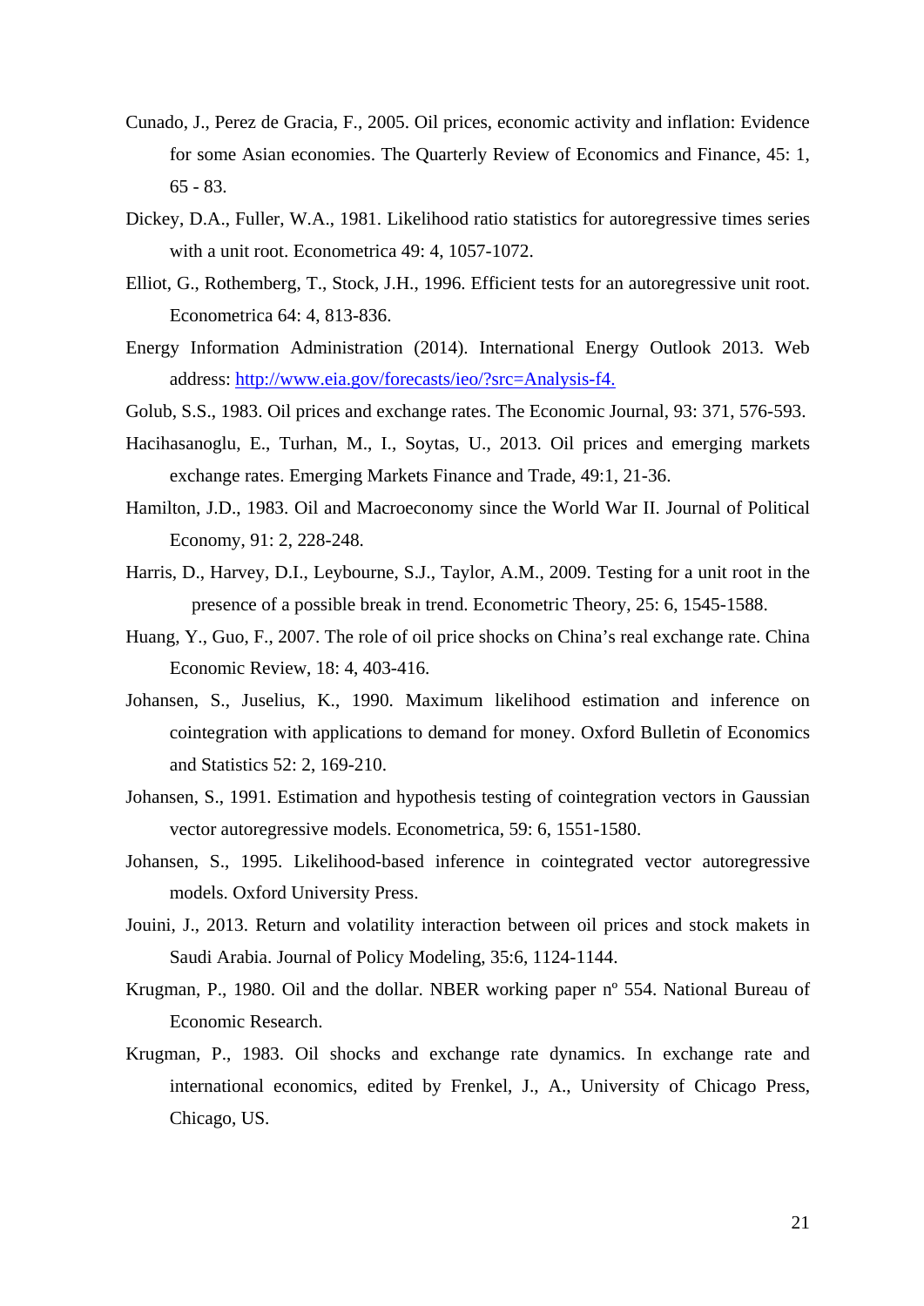Cunado, J., Perez de Gracia, F., 2005. Oil prices, economic activity and inflation: Evidence for some Asian economies. The Quarterly Review of Economics and Finance, 45: 1, 65 - 83.

Dickey, D.A., Fuller, W.A., 1981. Likelihood ratio statistics for autoregressive times series with a unit root. Econometrica 49: 4, 1057-1072.

Elliot, G., Rothemberg, T., Stock, J.H., 1996. Efficient tests for an autoregressive unit root. Econometrica 64: 4, 813-836.

Energy Information Administration (2014). International Energy Outlook 2013. Web address: http://www.eia.gov/forecasts/ieo/?src=Analysis-f4.

Golub, S.S., 1983. Oil prices and exchange rates. The Economic Journal, 93: 371, 576-593.

Hacihasanoglu, E., Turhan, M., I., Soytas, U., 2013. Oil prices and emerging markets exchange rates. Emerging Markets Finance and Trade, 49:1, 21-36.

Hamilton, J.D., 1983. Oil and Macroeconomy since the World War II. Journal of Political Economy, 91: 2, 228-248.

Harris, D., Harvey, D.I., Leybourne, S.J., Taylor, A.M., 2009. Testing for a unit root in the presence of a possible break in trend. Econometric Theory, 25: 6, 1545-1588.

Huang, Y., Guo, F., 2007. The role of oil price shocks on China's real exchange rate. China Economic Review, 18: 4, 403-416.

Johansen, S., Juselius, K., 1990. Maximum likelihood estimation and inference on cointegration with applications to demand for money. Oxford Bulletin of Economics and Statistics 52: 2, 169-210.

Johansen, S., 1991. Estimation and hypothesis testing of cointegration vectors in Gaussian vector autoregressive models. Econometrica, 59: 6, 1551-1580.

Johansen, S., 1995. Likelihood-based inference in cointegrated vector autoregressive models. Oxford University Press.

Jouini, J., 2013. Return and volatility interaction between oil prices and stock makets in Saudi Arabia. Journal of Policy Modeling, 35:6, 1124-1144.

Krugman, P., 1980. Oil and the dollar. NBER working paper nº 554. National Bureau of Economic Research.

Krugman, P., 1983. Oil shocks and exchange rate dynamics. In exchange rate and international economics, edited by Frenkel, J., A., University of Chicago Press, Chicago, US.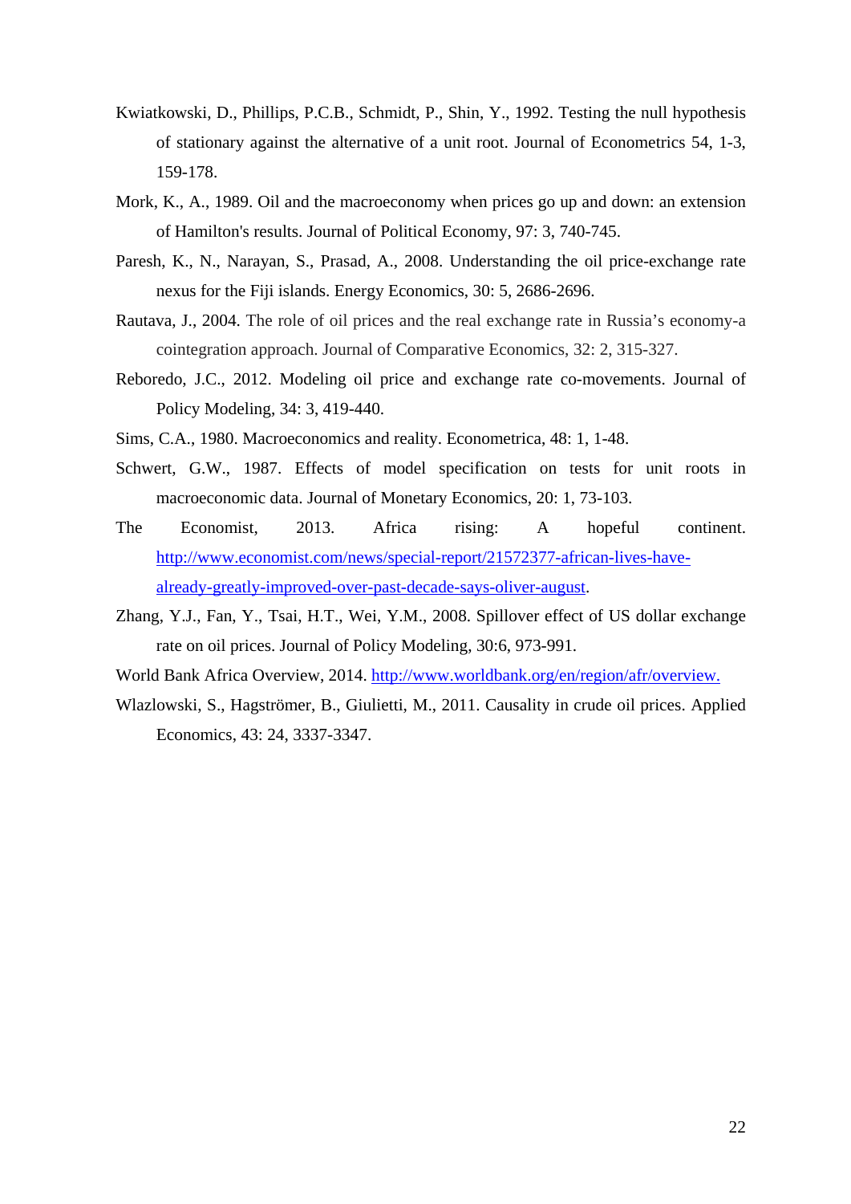Kwiatkowski, D., Phillips, P.C.B., Schmidt, P., Shin, Y., 1992. Testing the null hypothesis of stationary against the alternative of a unit root. Journal of Econometrics 54, 1-3, 159-178.

Mork, K., A., 1989. Oil and the macroeconomy when prices go up and down: an extension of Hamilton's results. Journal of Political Economy, 97: 3, 740-745.

Paresh, K., N., Narayan, S., Prasad, A., 2008. Understanding the oil price-exchange rate nexus for the Fiji islands. Energy Economics, 30: 5, 2686-2696.

Rautava, J., 2004. The role of oil prices and the real exchange rate in Russia's economy-a cointegration approach. Journal of Comparative Economics, 32: 2, 315-327.

Reboredo, J.C., 2012. Modeling oil price and exchange rate co-movements. Journal of Policy Modeling, 34: 3, 419-440.

Sims, C.A., 1980. Macroeconomics and reality. Econometrica, 48: 1, 1-48.

Schwert, G.W., 1987. Effects of model specification on tests for unit roots in macroeconomic data. Journal of Monetary Economics, 20: 1, 73-103.

The Economist, 2013. Africa rising: A hopeful continent. http://www.economist.com/news/special-report/21572377-african-lives-have-already-greatly-improved-over-past-decade-says-oliver-august.

Zhang, Y.J., Fan, Y., Tsai, H.T., Wei, Y.M., 2008. Spillover effect of US dollar exchange rate on oil prices. Journal of Policy Modeling, 30:6, 973-991.

World Bank Africa Overview, 2014. http://www.worldbank.org/en/region/afr/overview.

Wlazlowski, S., Hagströmer, B., Giulietti, M., 2011. Causality in crude oil prices. Applied Economics, 43: 24, 3337-3347.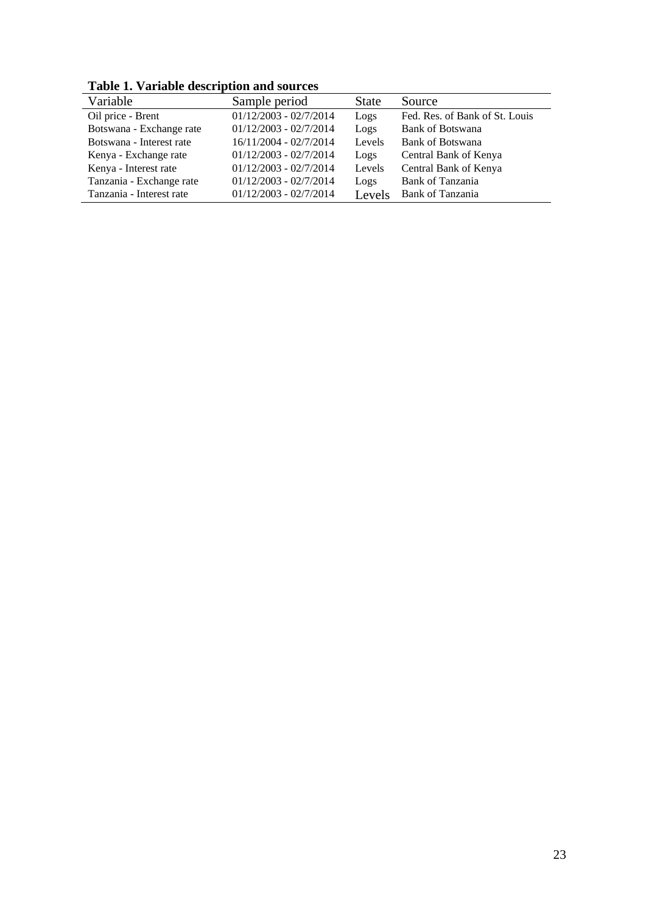**Table 1. Variable description and sources**

| Variable | Sample period | State | Source |
| --- | --- | --- | --- |
| Oil price - Brent | 01/12/2003 - 02/7/2014 | Logs | Fed. Res. of Bank of St. Louis |
| Botswana - Exchange rate | 01/12/2003 - 02/7/2014 | Logs | Bank of Botswana |
| Botswana - Interest rate | 16/11/2004 - 02/7/2014 | Levels | Bank of Botswana |
| Kenya - Exchange rate | 01/12/2003 - 02/7/2014 | Logs | Central Bank of Kenya |
| Kenya - Interest rate | 01/12/2003 - 02/7/2014 | Levels | Central Bank of Kenya |
| Tanzania - Exchange rate | 01/12/2003 - 02/7/2014 | Logs | Bank of Tanzania |
| Tanzania - Interest rate | 01/12/2003 - 02/7/2014 | Levels | Bank of Tanzania |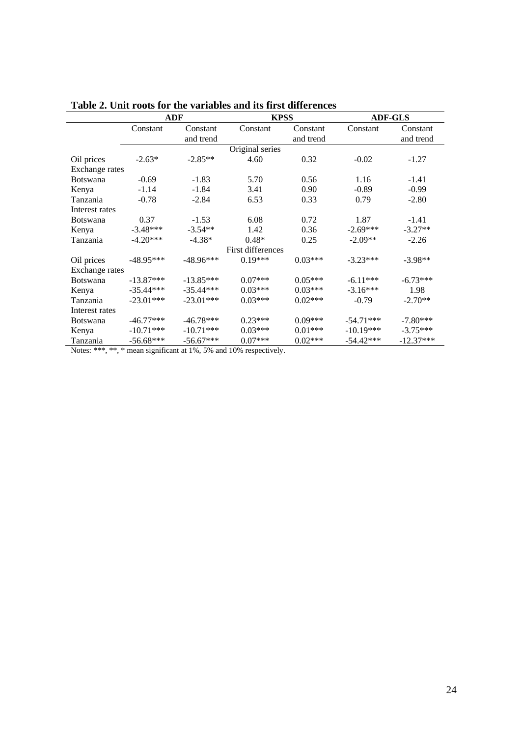**Table 2. Unit roots for the variables and its first differences**

| | ADF | | KPSS | | ADF-GLS | |
|---|---|---|---|---|---|---|
| | Constant | Constant and trend | Constant | Constant and trend | Constant | Constant and trend |
| | | | Original series | | | |
| Oil prices | -2.63* | -2.85** | 4.60 | 0.32 | -0.02 | -1.27 |
| Exchange rates | | | | | | |
| Botswana | -0.69 | -1.83 | 5.70 | 0.56 | 1.16 | -1.41 |
| Kenya | -1.14 | -1.84 | 3.41 | 0.90 | -0.89 | -0.99 |
| Tanzania | -0.78 | -2.84 | 6.53 | 0.33 | 0.79 | -2.80 |
| Interest rates | | | | | | |
| Botswana | 0.37 | -1.53 | 6.08 | 0.72 | 1.87 | -1.41 |
| Kenya | -3.48*** | -3.54** | 1.42 | 0.36 | -2.69*** | -3.27** |
| Tanzania | -4.20*** | -4.38* | 0.48* | 0.25 | -2.09** | -2.26 |
| | | | First differences | | | |
| Oil prices | -48.95*** | -48.96*** | 0.19*** | 0.03*** | -3.23*** | -3.98** |
| Exchange rates | | | | | | |
| Botswana | -13.87*** | -13.85*** | 0.07*** | 0.05*** | -6.11*** | -6.73*** |
| Kenya | -35.44*** | -35.44*** | 0.03*** | 0.03*** | -3.16*** | 1.98 |
| Tanzania | -23.01*** | -23.01*** | 0.03*** | 0.02*** | -0.79 | -2.70** |
| Interest rates | | | | | | |
| Botswana | -46.77*** | -46.78*** | 0.23*** | 0.09*** | -54.71*** | -7.80*** |
| Kenya | -10.71*** | -10.71*** | 0.03*** | 0.01*** | -10.19*** | -3.75*** |
| Tanzania | -56.68*** | -56.67*** | 0.07*** | 0.02*** | -54.42*** | -12.37*** |

Notes: ***, **, * mean significant at 1%, 5% and 10% respectively.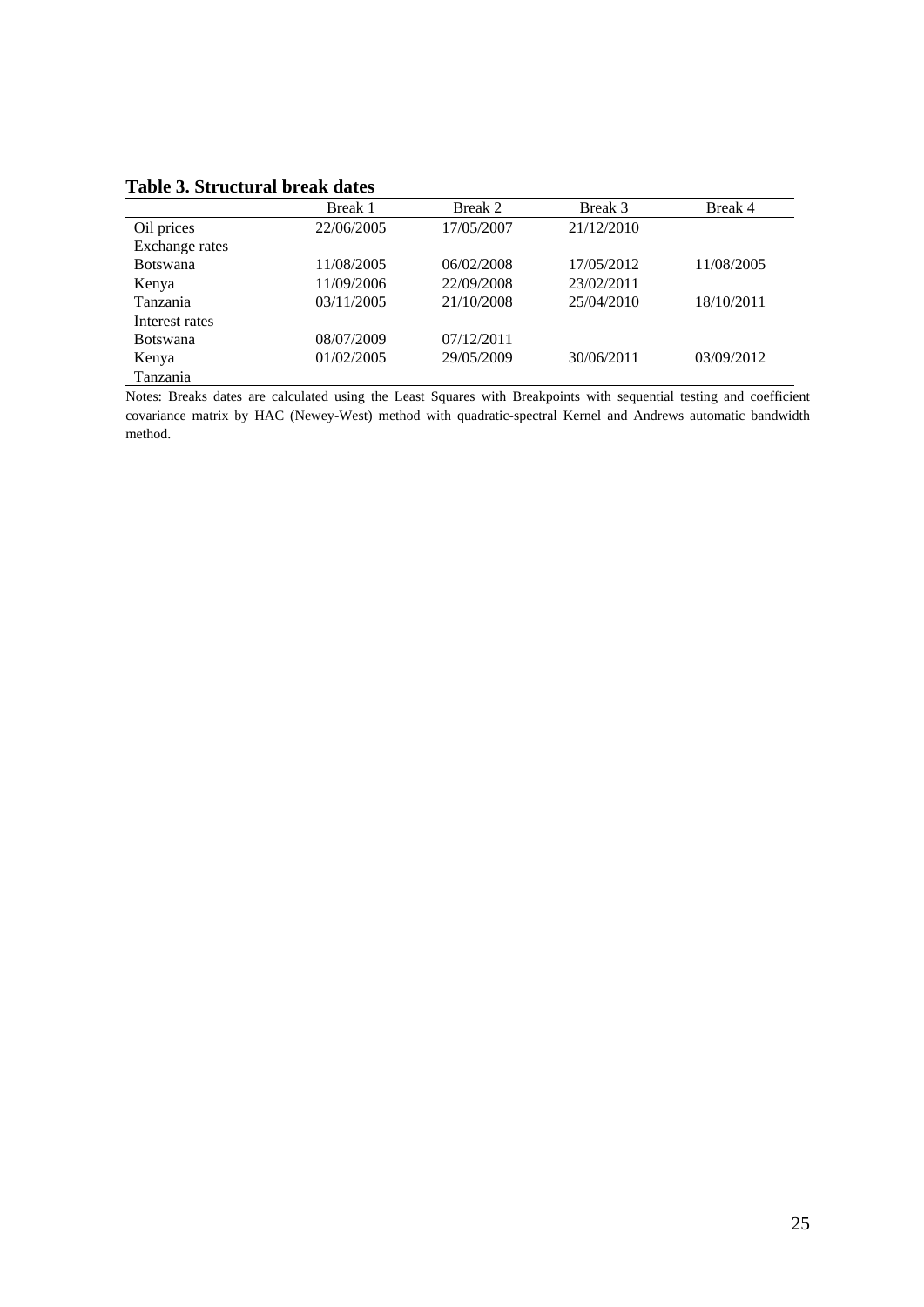**Table 3. Structural break dates**

| | Break 1 | Break 2 | Break 3 | Break 4 |
|---|---|---|---|---|
| Oil prices | 22/06/2005 | 17/05/2007 | 21/12/2010 | |
| Exchange rates | | | | |
| Botswana | 11/08/2005 | 06/02/2008 | 17/05/2012 | 11/08/2005 |
| Kenya | 11/09/2006 | 22/09/2008 | 23/02/2011 | |
| Tanzania | 03/11/2005 | 21/10/2008 | 25/04/2010 | 18/10/2011 |
| Interest rates | | | | |
| Botswana | 08/07/2009 | 07/12/2011 | | |
| Kenya | 01/02/2005 | 29/05/2009 | 30/06/2011 | 03/09/2012 |
| Tanzania | | | | |

Notes: Breaks dates are calculated using the Least Squares with Breakpoints with sequential testing and coefficient covariance matrix by HAC (Newey-West) method with quadratic-spectral Kernel and Andrews automatic bandwidth method.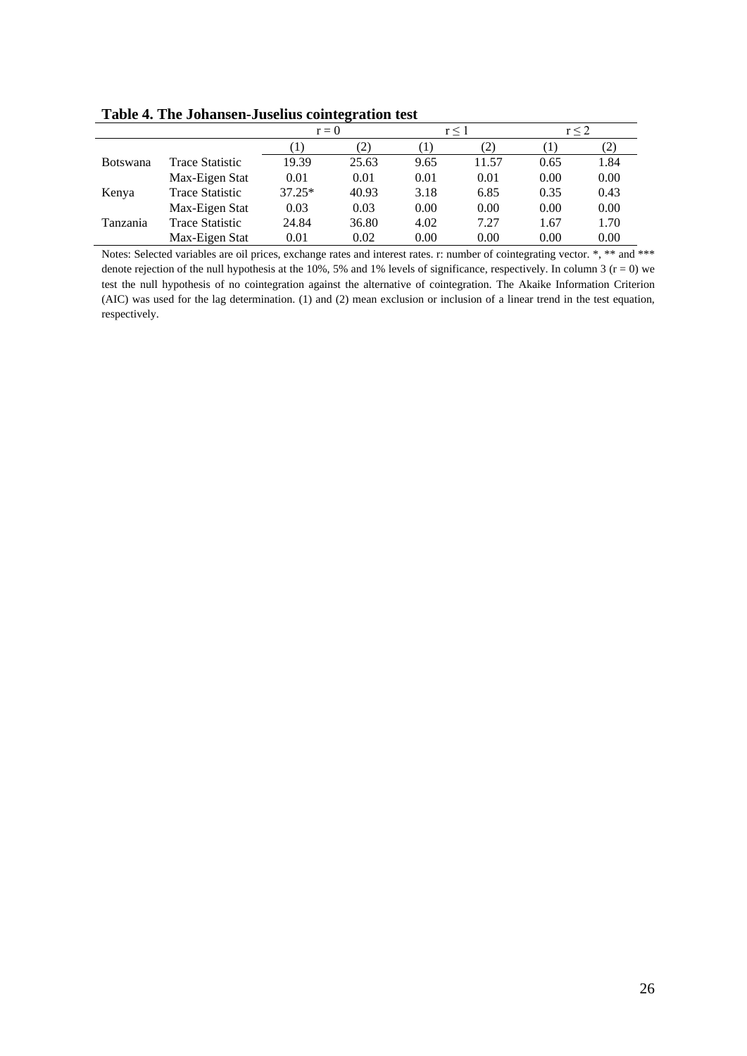**Table 4. The Johansen-Juselius cointegration test**

| | | r = 0 | | r ≤ 1 | | r ≤ 2 | |
|---|---|---|---|---|---|---|---|
| | | (1) | (2) | (1) | (2) | (1) | (2) |
| Botswana | Trace Statistic | 19.39 | 25.63 | 9.65 | 11.57 | 0.65 | 1.84 |
| | Max-Eigen Stat | 0.01 | 0.01 | 0.01 | 0.01 | 0.00 | 0.00 |
| Kenya | Trace Statistic | 37.25* | 40.93 | 3.18 | 6.85 | 0.35 | 0.43 |
| | Max-Eigen Stat | 0.03 | 0.03 | 0.00 | 0.00 | 0.00 | 0.00 |
| Tanzania | Trace Statistic | 24.84 | 36.80 | 4.02 | 7.27 | 1.67 | 1.70 |
| | Max-Eigen Stat | 0.01 | 0.02 | 0.00 | 0.00 | 0.00 | 0.00 |

Notes: Selected variables are oil prices, exchange rates and interest rates. r: number of cointegrating vector. *, ** and *** denote rejection of the null hypothesis at the 10%, 5% and 1% levels of significance, respectively. In column 3 (r = 0) we test the null hypothesis of no cointegration against the alternative of cointegration. The Akaike Information Criterion (AIC) was used for the lag determination. (1) and (2) mean exclusion or inclusion of a linear trend in the test equation, respectively.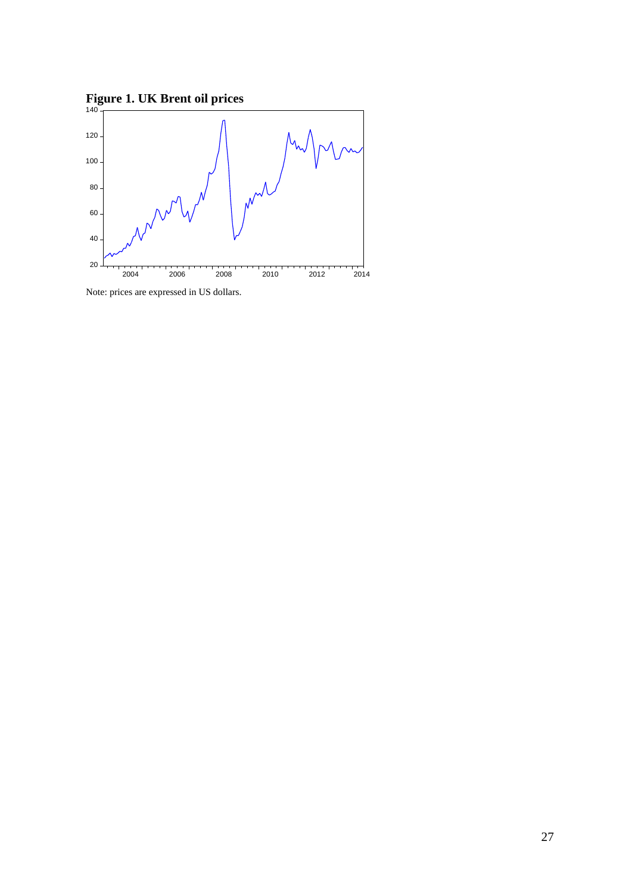**Figure 1. UK Brent oil prices**

Note: prices are expressed in US dollars.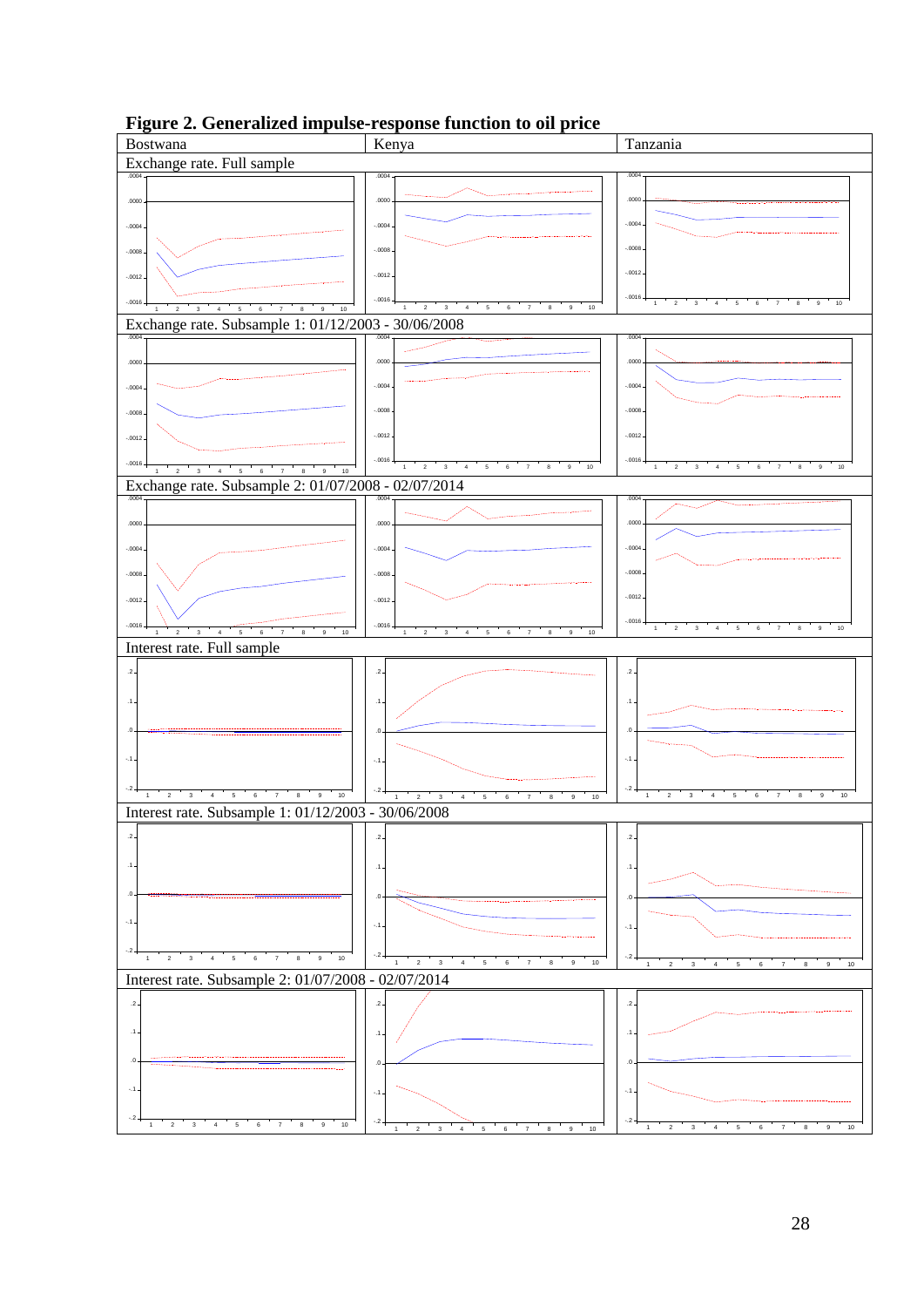**Figure 2. Generalized impulse-response function to oil price**

| Bostwana | Kenya | Tanzania |
|---|---|---|
| Exchange rate. Full sample | | |
| Exchange rate. Subsample 1: 01/12/2003 - 30/06/2008 | | |
| Exchange rate. Subsample 2: 01/07/2008 - 02/07/2014 | | |
| Interest rate. Full sample | | |
| Interest rate. Subsample 1: 01/12/2003 - 30/06/2008 | | |
| Interest rate. Subsample 2: 01/07/2008 - 02/07/2014 | | |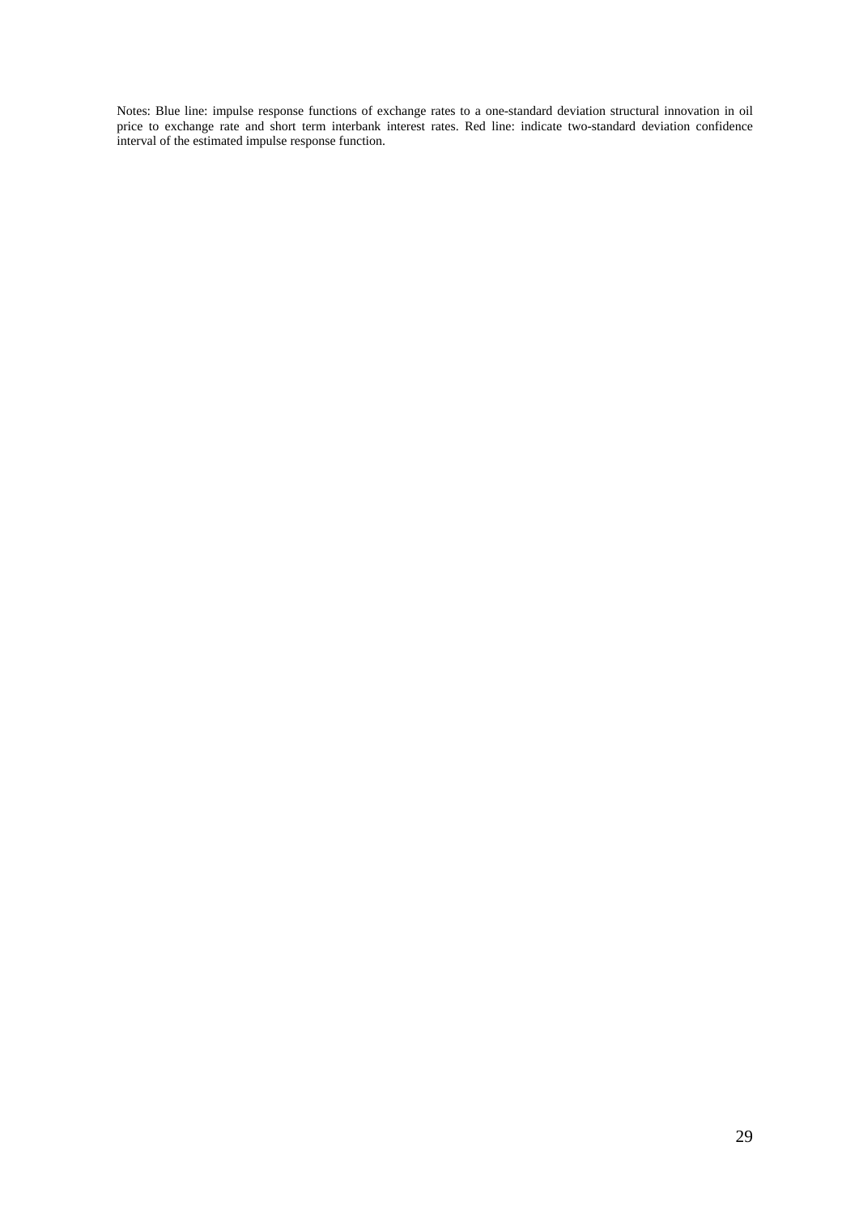Notes: Blue line: impulse response functions of exchange rates to a one-standard deviation structural innovation in oil price to exchange rate and short term interbank interest rates. Red line: indicate two-standard deviation confidence interval of the estimated impulse response function.